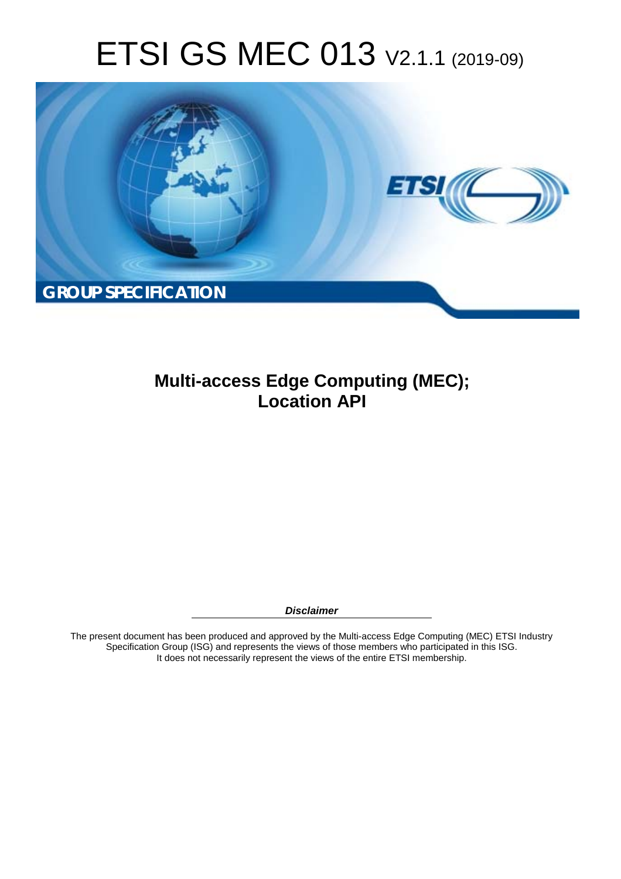# ETSI GS MEC 013 V2.1.1 (2019-09)

**GROUP SPECIFICATION**

## Multi-access Edge Computing (MEC); Location API

***Disclaimer***

The present document has been produced and approved by the Multi-access Edge Computing (MEC) ETSI Industry Specification Group (ISG) and represents the views of those members who participated in this ISG. It does not necessarily represent the views of the entire ETSI membership.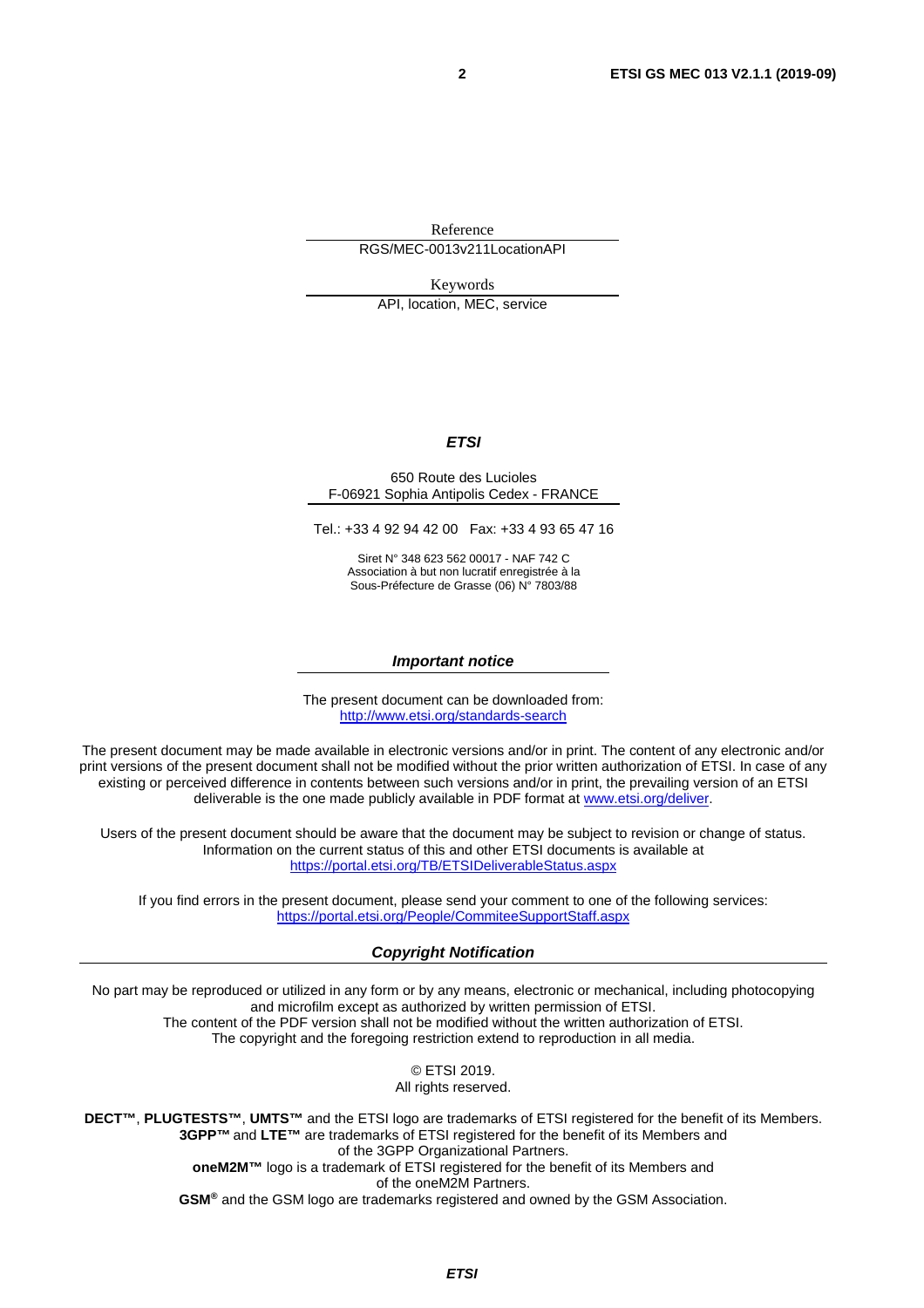Reference

RGS/MEC-0013v211LocationAPI

Keywords

API, location, MEC, service

***ETSI***

650 Route des Lucioles
F-06921 Sophia Antipolis Cedex - FRANCE

Tel.: +33 4 92 94 42 00   Fax: +33 4 93 65 47 16

Siret N° 348 623 562 00017 - NAF 742 C
Association à but non lucratif enregistrée à la
Sous-Préfecture de Grasse (06) N° 7803/88

***Important notice***

The present document can be downloaded from:
http://www.etsi.org/standards-search

The present document may be made available in electronic versions and/or in print. The content of any electronic and/or print versions of the present document shall not be modified without the prior written authorization of ETSI. In case of any existing or perceived difference in contents between such versions and/or in print, the prevailing version of an ETSI deliverable is the one made publicly available in PDF format at www.etsi.org/deliver.

Users of the present document should be aware that the document may be subject to revision or change of status. Information on the current status of this and other ETSI documents is available at https://portal.etsi.org/TB/ETSIDeliverableStatus.aspx

If you find errors in the present document, please send your comment to one of the following services:
https://portal.etsi.org/People/CommiteeSupportStaff.aspx

***Copyright Notification***

No part may be reproduced or utilized in any form or by any means, electronic or mechanical, including photocopying and microfilm except as authorized by written permission of ETSI.
The content of the PDF version shall not be modified without the written authorization of ETSI.
The copyright and the foregoing restriction extend to reproduction in all media.

© ETSI 2019.
All rights reserved.

**DECT™**, **PLUGTESTS™**, **UMTS™** and the ETSI logo are trademarks of ETSI registered for the benefit of its Members.
**3GPP™** and **LTE™** are trademarks of ETSI registered for the benefit of its Members and of the 3GPP Organizational Partners.
**oneM2M™** logo is a trademark of ETSI registered for the benefit of its Members and of the oneM2M Partners.
**GSM®** and the GSM logo are trademarks registered and owned by the GSM Association.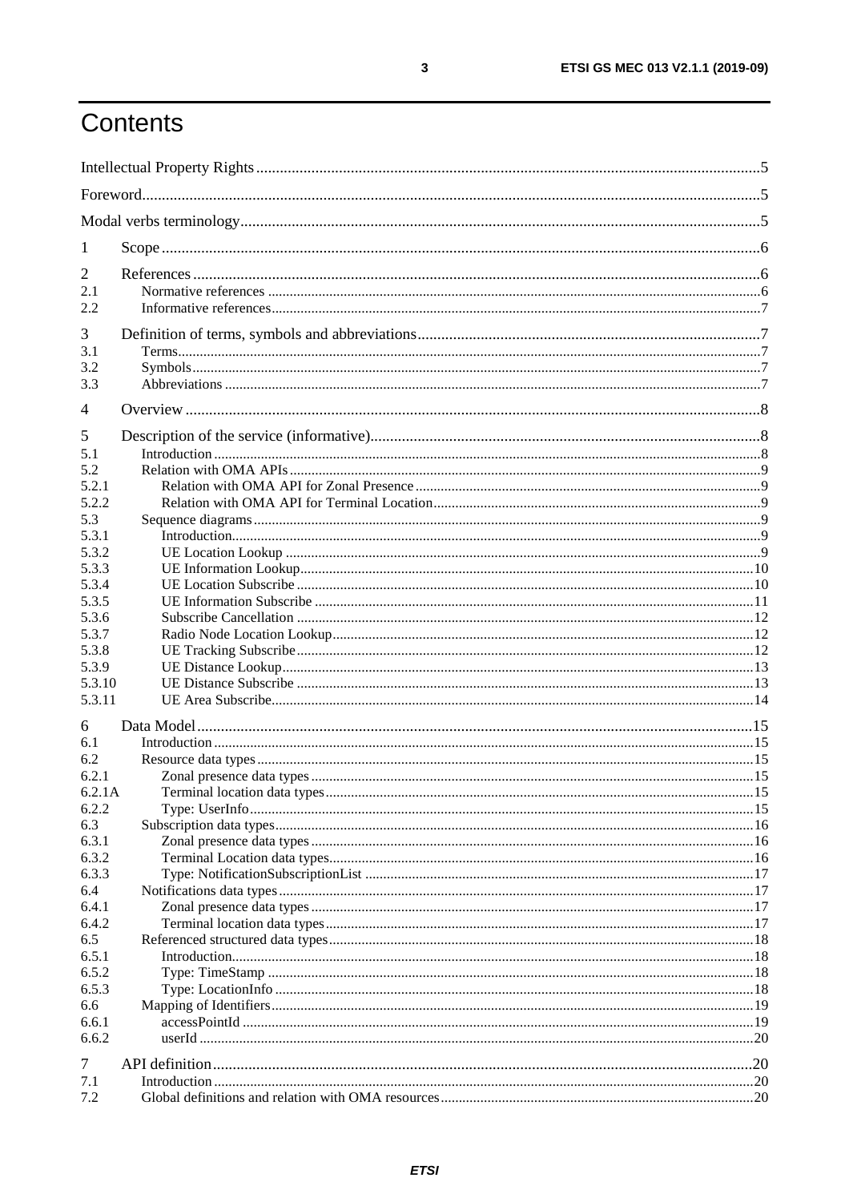# Contents

Intellectual Property Rights ..... 5

Foreword ..... 5

Modal verbs terminology ..... 5

1 Scope ..... 6

2 References ..... 6

2.1 Normative references ..... 6

2.2 Informative references ..... 7

3 Definition of terms, symbols and abbreviations ..... 7

3.1 Terms ..... 7

3.2 Symbols ..... 7

3.3 Abbreviations ..... 7

4 Overview ..... 8

5 Description of the service (informative) ..... 8

5.1 Introduction ..... 8

5.2 Relation with OMA APIs ..... 9

5.2.1 Relation with OMA API for Zonal Presence ..... 9

5.2.2 Relation with OMA API for Terminal Location ..... 9

5.3 Sequence diagrams ..... 9

5.3.1 Introduction ..... 9

5.3.2 UE Location Lookup ..... 9

5.3.3 UE Information Lookup ..... 10

5.3.4 UE Location Subscribe ..... 10

5.3.5 UE Information Subscribe ..... 11

5.3.6 Subscribe Cancellation ..... 12

5.3.7 Radio Node Location Lookup ..... 12

5.3.8 UE Tracking Subscribe ..... 12

5.3.9 UE Distance Lookup ..... 13

5.3.10 UE Distance Subscribe ..... 13

5.3.11 UE Area Subscribe ..... 14

6 Data Model ..... 15

6.1 Introduction ..... 15

6.2 Resource data types ..... 15

6.2.1 Zonal presence data types ..... 15

6.2.1A Terminal location data types ..... 15

6.2.2 Type: UserInfo ..... 15

6.3 Subscription data types ..... 16

6.3.1 Zonal presence data types ..... 16

6.3.2 Terminal Location data types ..... 16

6.3.3 Type: NotificationSubscriptionList ..... 17

6.4 Notifications data types ..... 17

6.4.1 Zonal presence data types ..... 17

6.4.2 Terminal location data types ..... 17

6.5 Referenced structured data types ..... 18

6.5.1 Introduction ..... 18

6.5.2 Type: TimeStamp ..... 18

6.5.3 Type: LocationInfo ..... 18

6.6 Mapping of Identifiers ..... 19

6.6.1 accessPointId ..... 19

6.6.2 userId ..... 20

7 API definition ..... 20

7.1 Introduction ..... 20

7.2 Global definitions and relation with OMA resources ..... 20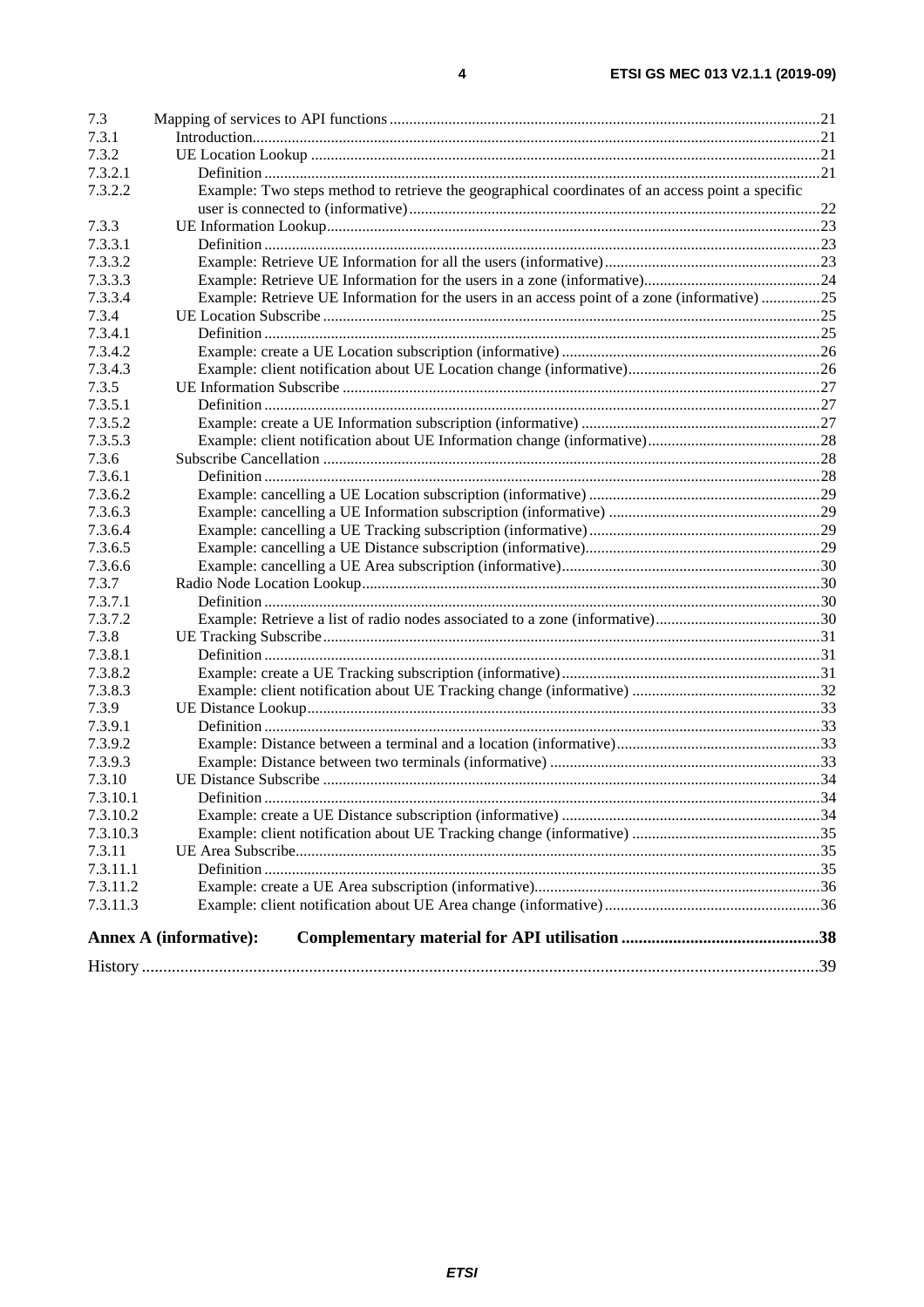| | | |
|---|---|---|
| 7.3 | Mapping of services to API functions | 21 |
| 7.3.1 | Introduction | 21 |
| 7.3.2 | UE Location Lookup | 21 |
| 7.3.2.1 | Definition | 21 |
| 7.3.2.2 | Example: Two steps method to retrieve the geographical coordinates of an access point a specific user is connected to (informative) | 22 |
| 7.3.3 | UE Information Lookup | 23 |
| 7.3.3.1 | Definition | 23 |
| 7.3.3.2 | Example: Retrieve UE Information for all the users (informative) | 23 |
| 7.3.3.3 | Example: Retrieve UE Information for the users in a zone (informative) | 24 |
| 7.3.3.4 | Example: Retrieve UE Information for the users in an access point of a zone (informative) | 25 |
| 7.3.4 | UE Location Subscribe | 25 |
| 7.3.4.1 | Definition | 25 |
| 7.3.4.2 | Example: create a UE Location subscription (informative) | 26 |
| 7.3.4.3 | Example: client notification about UE Location change (informative) | 26 |
| 7.3.5 | UE Information Subscribe | 27 |
| 7.3.5.1 | Definition | 27 |
| 7.3.5.2 | Example: create a UE Information subscription (informative) | 27 |
| 7.3.5.3 | Example: client notification about UE Information change (informative) | 28 |
| 7.3.6 | Subscribe Cancellation | 28 |
| 7.3.6.1 | Definition | 28 |
| 7.3.6.2 | Example: cancelling a UE Location subscription (informative) | 29 |
| 7.3.6.3 | Example: cancelling a UE Information subscription (informative) | 29 |
| 7.3.6.4 | Example: cancelling a UE Tracking subscription (informative) | 29 |
| 7.3.6.5 | Example: cancelling a UE Distance subscription (informative) | 29 |
| 7.3.6.6 | Example: cancelling a UE Area subscription (informative) | 30 |
| 7.3.7 | Radio Node Location Lookup | 30 |
| 7.3.7.1 | Definition | 30 |
| 7.3.7.2 | Example: Retrieve a list of radio nodes associated to a zone (informative) | 30 |
| 7.3.8 | UE Tracking Subscribe | 31 |
| 7.3.8.1 | Definition | 31 |
| 7.3.8.2 | Example: create a UE Tracking subscription (informative) | 31 |
| 7.3.8.3 | Example: client notification about UE Tracking change (informative) | 32 |
| 7.3.9 | UE Distance Lookup | 33 |
| 7.3.9.1 | Definition | 33 |
| 7.3.9.2 | Example: Distance between a terminal and a location (informative) | 33 |
| 7.3.9.3 | Example: Distance between two terminals (informative) | 33 |
| 7.3.10 | UE Distance Subscribe | 34 |
| 7.3.10.1 | Definition | 34 |
| 7.3.10.2 | Example: create a UE Distance subscription (informative) | 34 |
| 7.3.10.3 | Example: client notification about UE Tracking change (informative) | 35 |
| 7.3.11 | UE Area Subscribe | 35 |
| 7.3.11.1 | Definition | 35 |
| 7.3.11.2 | Example: create a UE Area subscription (informative) | 36 |
| 7.3.11.3 | Example: client notification about UE Area change (informative) | 36 |
| **Annex A (informative):** | **Complementary material for API utilisation** | **38** |
| History | | 39 |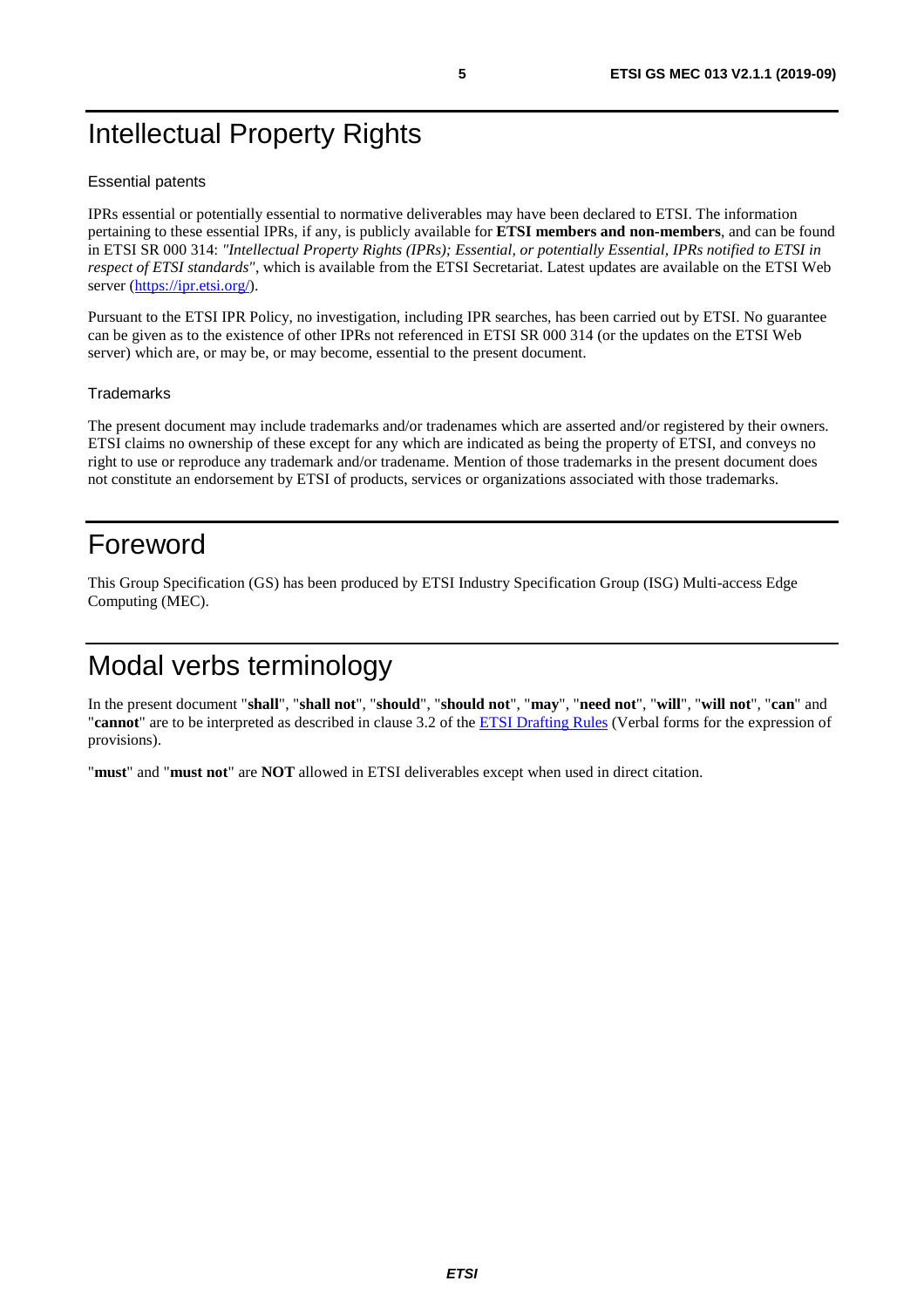# Intellectual Property Rights

### Essential patents

IPRs essential or potentially essential to normative deliverables may have been declared to ETSI. The information pertaining to these essential IPRs, if any, is publicly available for **ETSI members and non-members**, and can be found in ETSI SR 000 314: *"Intellectual Property Rights (IPRs); Essential, or potentially Essential, IPRs notified to ETSI in respect of ETSI standards"*, which is available from the ETSI Secretariat. Latest updates are available on the ETSI Web server (https://ipr.etsi.org/).

Pursuant to the ETSI IPR Policy, no investigation, including IPR searches, has been carried out by ETSI. No guarantee can be given as to the existence of other IPRs not referenced in ETSI SR 000 314 (or the updates on the ETSI Web server) which are, or may be, or may become, essential to the present document.

### Trademarks

The present document may include trademarks and/or tradenames which are asserted and/or registered by their owners. ETSI claims no ownership of these except for any which are indicated as being the property of ETSI, and conveys no right to use or reproduce any trademark and/or tradename. Mention of those trademarks in the present document does not constitute an endorsement by ETSI of products, services or organizations associated with those trademarks.

# Foreword

This Group Specification (GS) has been produced by ETSI Industry Specification Group (ISG) Multi-access Edge Computing (MEC).

# Modal verbs terminology

In the present document "**shall**", "**shall not**", "**should**", "**should not**", "**may**", "**need not**", "**will**", "**will not**", "**can**" and "**cannot**" are to be interpreted as described in clause 3.2 of the ETSI Drafting Rules (Verbal forms for the expression of provisions).

"**must**" and "**must not**" are **NOT** allowed in ETSI deliverables except when used in direct citation.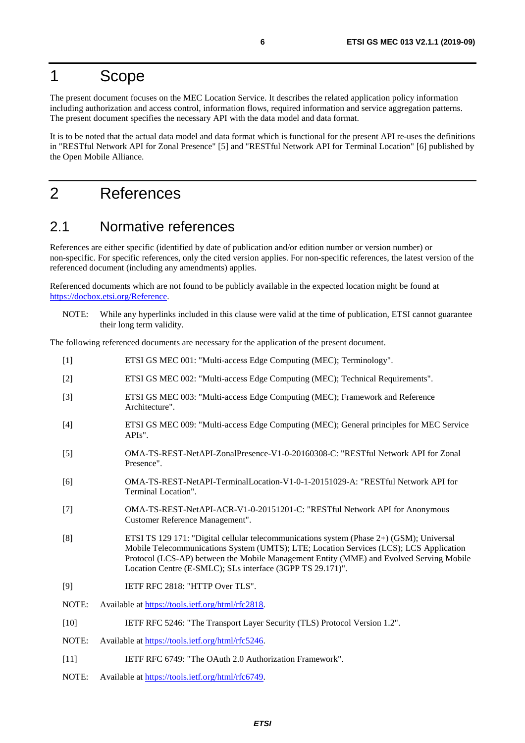# 1 Scope

The present document focuses on the MEC Location Service. It describes the related application policy information including authorization and access control, information flows, required information and service aggregation patterns. The present document specifies the necessary API with the data model and data format.

It is to be noted that the actual data model and data format which is functional for the present API re-uses the definitions in "RESTful Network API for Zonal Presence" [5] and "RESTful Network API for Terminal Location" [6] published by the Open Mobile Alliance.

# 2 References

## 2.1 Normative references

References are either specific (identified by date of publication and/or edition number or version number) or non-specific. For specific references, only the cited version applies. For non-specific references, the latest version of the referenced document (including any amendments) applies.

Referenced documents which are not found to be publicly available in the expected location might be found at https://docbox.etsi.org/Reference.

NOTE: While any hyperlinks included in this clause were valid at the time of publication, ETSI cannot guarantee their long term validity.

The following referenced documents are necessary for the application of the present document.

[1] ETSI GS MEC 001: "Multi-access Edge Computing (MEC); Terminology".

[2] ETSI GS MEC 002: "Multi-access Edge Computing (MEC); Technical Requirements".

[3] ETSI GS MEC 003: "Multi-access Edge Computing (MEC); Framework and Reference Architecture".

[4] ETSI GS MEC 009: "Multi-access Edge Computing (MEC); General principles for MEC Service APIs".

[5] OMA-TS-REST-NetAPI-ZonalPresence-V1-0-20160308-C: "RESTful Network API for Zonal Presence".

[6] OMA-TS-REST-NetAPI-TerminalLocation-V1-0-1-20151029-A: "RESTful Network API for Terminal Location".

[7] OMA-TS-REST-NetAPI-ACR-V1-0-20151201-C: "RESTful Network API for Anonymous Customer Reference Management".

[8] ETSI TS 129 171: "Digital cellular telecommunications system (Phase 2+) (GSM); Universal Mobile Telecommunications System (UMTS); LTE; Location Services (LCS); LCS Application Protocol (LCS-AP) between the Mobile Management Entity (MME) and Evolved Serving Mobile Location Centre (E-SMLC); SLs interface (3GPP TS 29.171)".

[9] IETF RFC 2818: "HTTP Over TLS".

NOTE: Available at https://tools.ietf.org/html/rfc2818.

[10] IETF RFC 5246: "The Transport Layer Security (TLS) Protocol Version 1.2".

NOTE: Available at https://tools.ietf.org/html/rfc5246.

[11] IETF RFC 6749: "The OAuth 2.0 Authorization Framework".

NOTE: Available at https://tools.ietf.org/html/rfc6749.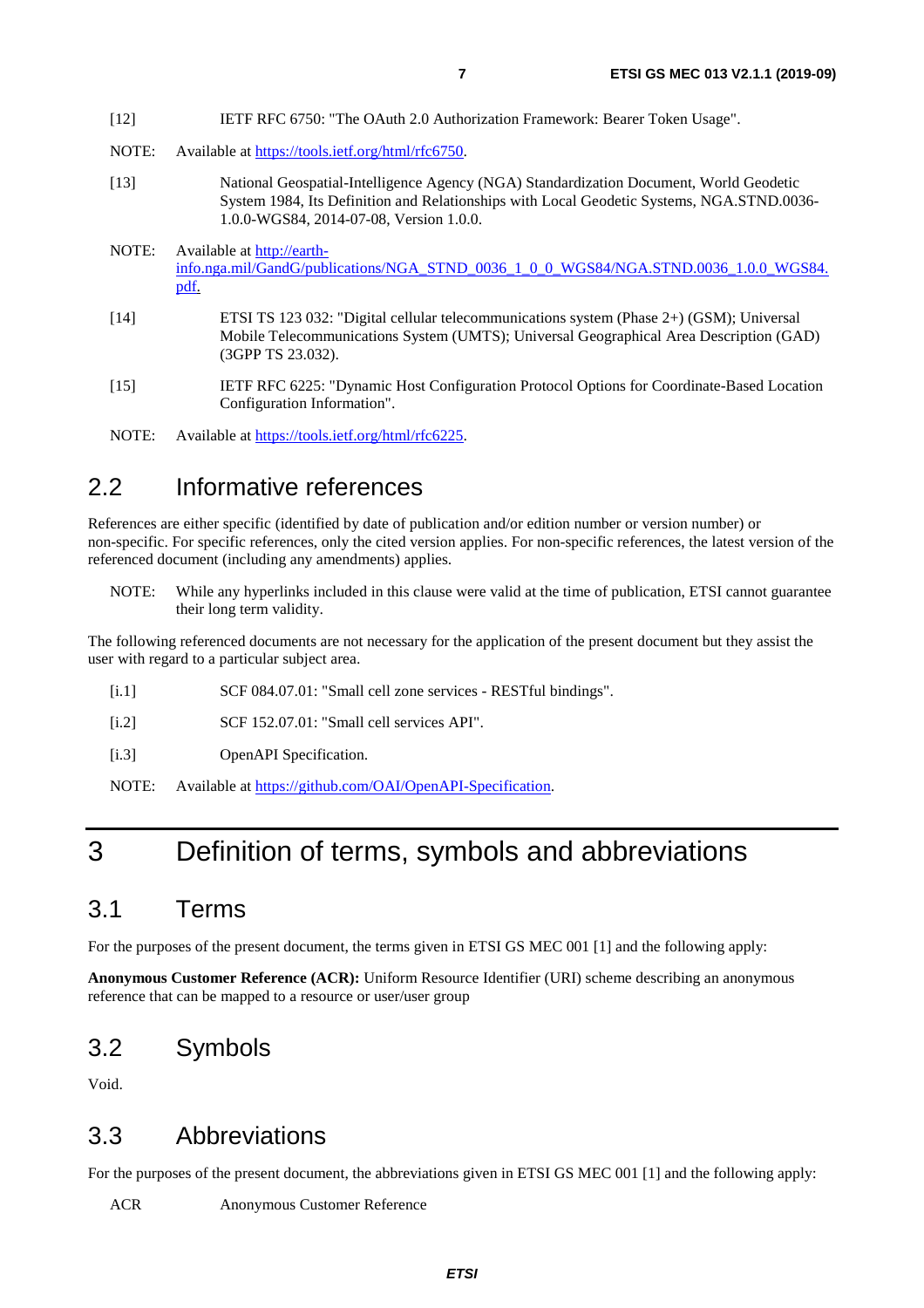[12] IETF RFC 6750: "The OAuth 2.0 Authorization Framework: Bearer Token Usage".

NOTE: Available at https://tools.ietf.org/html/rfc6750.

[13] National Geospatial-Intelligence Agency (NGA) Standardization Document, World Geodetic System 1984, Its Definition and Relationships with Local Geodetic Systems, NGA.STND.0036-1.0.0-WGS84, 2014-07-08, Version 1.0.0.

NOTE: Available at http://earth-info.nga.mil/GandG/publications/NGA_STND_0036_1_0_0_WGS84/NGA.STND.0036_1.0.0_WGS84.pdf.

[14] ETSI TS 123 032: "Digital cellular telecommunications system (Phase 2+) (GSM); Universal Mobile Telecommunications System (UMTS); Universal Geographical Area Description (GAD) (3GPP TS 23.032).

[15] IETF RFC 6225: "Dynamic Host Configuration Protocol Options for Coordinate-Based Location Configuration Information".

NOTE: Available at https://tools.ietf.org/html/rfc6225.

## 2.2 Informative references

References are either specific (identified by date of publication and/or edition number or version number) or non-specific. For specific references, only the cited version applies. For non-specific references, the latest version of the referenced document (including any amendments) applies.

NOTE: While any hyperlinks included in this clause were valid at the time of publication, ETSI cannot guarantee their long term validity.

The following referenced documents are not necessary for the application of the present document but they assist the user with regard to a particular subject area.

[i.1] SCF 084.07.01: "Small cell zone services - RESTful bindings".

[i.2] SCF 152.07.01: "Small cell services API".

[i.3] OpenAPI Specification.

NOTE: Available at https://github.com/OAI/OpenAPI-Specification.

# 3 Definition of terms, symbols and abbreviations

## 3.1 Terms

For the purposes of the present document, the terms given in ETSI GS MEC 001 [1] and the following apply:

**Anonymous Customer Reference (ACR):** Uniform Resource Identifier (URI) scheme describing an anonymous reference that can be mapped to a resource or user/user group

## 3.2 Symbols

Void.

## 3.3 Abbreviations

For the purposes of the present document, the abbreviations given in ETSI GS MEC 001 [1] and the following apply:

ACR Anonymous Customer Reference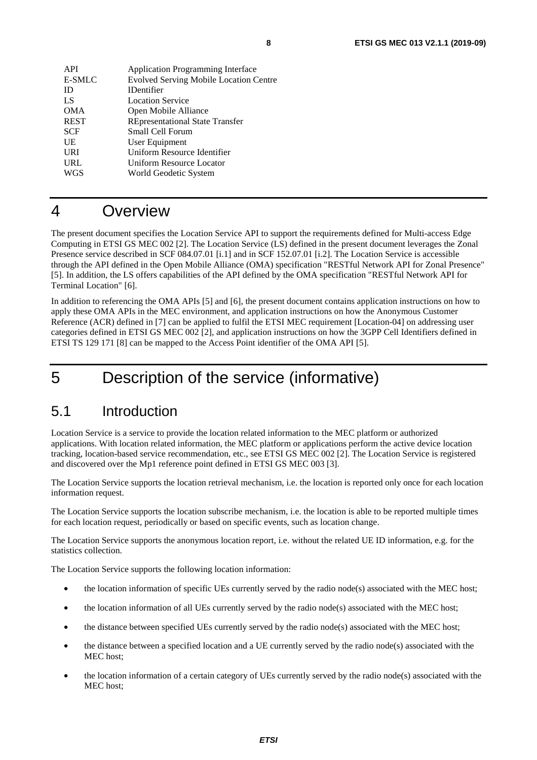| | |
|---|---|
| API | Application Programming Interface |
| E-SMLC | Evolved Serving Mobile Location Centre |
| ID | IDentifier |
| LS | Location Service |
| OMA | Open Mobile Alliance |
| REST | REpresentational State Transfer |
| SCF | Small Cell Forum |
| UE | User Equipment |
| URI | Uniform Resource Identifier |
| URL | Uniform Resource Locator |
| WGS | World Geodetic System |

# 4 Overview

The present document specifies the Location Service API to support the requirements defined for Multi-access Edge Computing in ETSI GS MEC 002 [2]. The Location Service (LS) defined in the present document leverages the Zonal Presence service described in SCF 084.07.01 [i.1] and in SCF 152.07.01 [i.2]. The Location Service is accessible through the API defined in the Open Mobile Alliance (OMA) specification "RESTful Network API for Zonal Presence" [5]. In addition, the LS offers capabilities of the API defined by the OMA specification "RESTful Network API for Terminal Location" [6].

In addition to referencing the OMA APIs [5] and [6], the present document contains application instructions on how to apply these OMA APIs in the MEC environment, and application instructions on how the Anonymous Customer Reference (ACR) defined in [7] can be applied to fulfil the ETSI MEC requirement [Location-04] on addressing user categories defined in ETSI GS MEC 002 [2], and application instructions on how the 3GPP Cell Identifiers defined in ETSI TS 129 171 [8] can be mapped to the Access Point identifier of the OMA API [5].

# 5 Description of the service (informative)

## 5.1 Introduction

Location Service is a service to provide the location related information to the MEC platform or authorized applications. With location related information, the MEC platform or applications perform the active device location tracking, location-based service recommendation, etc., see ETSI GS MEC 002 [2]. The Location Service is registered and discovered over the Mp1 reference point defined in ETSI GS MEC 003 [3].

The Location Service supports the location retrieval mechanism, i.e. the location is reported only once for each location information request.

The Location Service supports the location subscribe mechanism, i.e. the location is able to be reported multiple times for each location request, periodically or based on specific events, such as location change.

The Location Service supports the anonymous location report, i.e. without the related UE ID information, e.g. for the statistics collection.

The Location Service supports the following location information:

- the location information of specific UEs currently served by the radio node(s) associated with the MEC host;
- the location information of all UEs currently served by the radio node(s) associated with the MEC host;
- the distance between specified UEs currently served by the radio node(s) associated with the MEC host;
- the distance between a specified location and a UE currently served by the radio node(s) associated with the MEC host;
- the location information of a certain category of UEs currently served by the radio node(s) associated with the MEC host;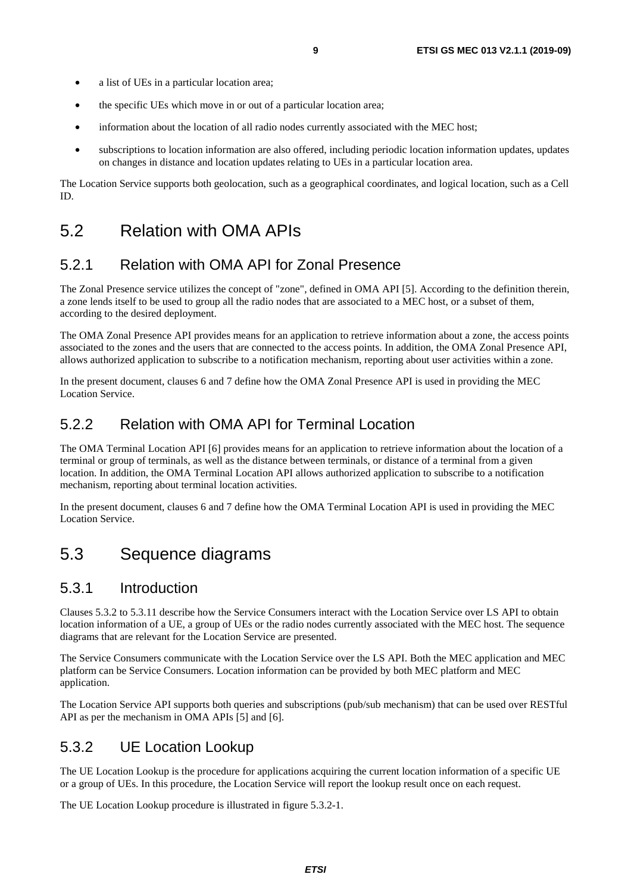- a list of UEs in a particular location area;
- the specific UEs which move in or out of a particular location area;
- information about the location of all radio nodes currently associated with the MEC host;
- subscriptions to location information are also offered, including periodic location information updates, updates on changes in distance and location updates relating to UEs in a particular location area.

The Location Service supports both geolocation, such as a geographical coordinates, and logical location, such as a Cell ID.

# 5.2 Relation with OMA APIs

## 5.2.1 Relation with OMA API for Zonal Presence

The Zonal Presence service utilizes the concept of "zone", defined in OMA API [5]. According to the definition therein, a zone lends itself to be used to group all the radio nodes that are associated to a MEC host, or a subset of them, according to the desired deployment.

The OMA Zonal Presence API provides means for an application to retrieve information about a zone, the access points associated to the zones and the users that are connected to the access points. In addition, the OMA Zonal Presence API, allows authorized application to subscribe to a notification mechanism, reporting about user activities within a zone.

In the present document, clauses 6 and 7 define how the OMA Zonal Presence API is used in providing the MEC Location Service.

## 5.2.2 Relation with OMA API for Terminal Location

The OMA Terminal Location API [6] provides means for an application to retrieve information about the location of a terminal or group of terminals, as well as the distance between terminals, or distance of a terminal from a given location. In addition, the OMA Terminal Location API allows authorized application to subscribe to a notification mechanism, reporting about terminal location activities.

In the present document, clauses 6 and 7 define how the OMA Terminal Location API is used in providing the MEC Location Service.

# 5.3 Sequence diagrams

## 5.3.1 Introduction

Clauses 5.3.2 to 5.3.11 describe how the Service Consumers interact with the Location Service over LS API to obtain location information of a UE, a group of UEs or the radio nodes currently associated with the MEC host. The sequence diagrams that are relevant for the Location Service are presented.

The Service Consumers communicate with the Location Service over the LS API. Both the MEC application and MEC platform can be Service Consumers. Location information can be provided by both MEC platform and MEC application.

The Location Service API supports both queries and subscriptions (pub/sub mechanism) that can be used over RESTful API as per the mechanism in OMA APIs [5] and [6].

## 5.3.2 UE Location Lookup

The UE Location Lookup is the procedure for applications acquiring the current location information of a specific UE or a group of UEs. In this procedure, the Location Service will report the lookup result once on each request.

The UE Location Lookup procedure is illustrated in figure 5.3.2-1.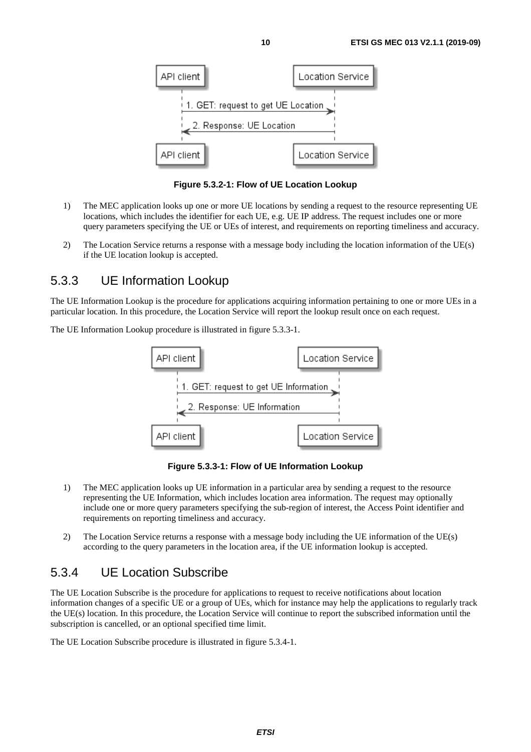**Figure 5.3.2-1: Flow of UE Location Lookup**

1) The MEC application looks up one or more UE locations by sending a request to the resource representing UE locations, which includes the identifier for each UE, e.g. UE IP address. The request includes one or more query parameters specifying the UE or UEs of interest, and requirements on reporting timeliness and accuracy.

2) The Location Service returns a response with a message body including the location information of the UE(s) if the UE location lookup is accepted.

### 5.3.3 UE Information Lookup

The UE Information Lookup is the procedure for applications acquiring information pertaining to one or more UEs in a particular location. In this procedure, the Location Service will report the lookup result once on each request.

The UE Information Lookup procedure is illustrated in figure 5.3.3-1.

**Figure 5.3.3-1: Flow of UE Information Lookup**

1) The MEC application looks up UE information in a particular area by sending a request to the resource representing the UE Information, which includes location area information. The request may optionally include one or more query parameters specifying the sub-region of interest, the Access Point identifier and requirements on reporting timeliness and accuracy.

2) The Location Service returns a response with a message body including the UE information of the UE(s) according to the query parameters in the location area, if the UE information lookup is accepted.

### 5.3.4 UE Location Subscribe

The UE Location Subscribe is the procedure for applications to request to receive notifications about location information changes of a specific UE or a group of UEs, which for instance may help the applications to regularly track the UE(s) location. In this procedure, the Location Service will continue to report the subscribed information until the subscription is cancelled, or an optional specified time limit.

The UE Location Subscribe procedure is illustrated in figure 5.3.4-1.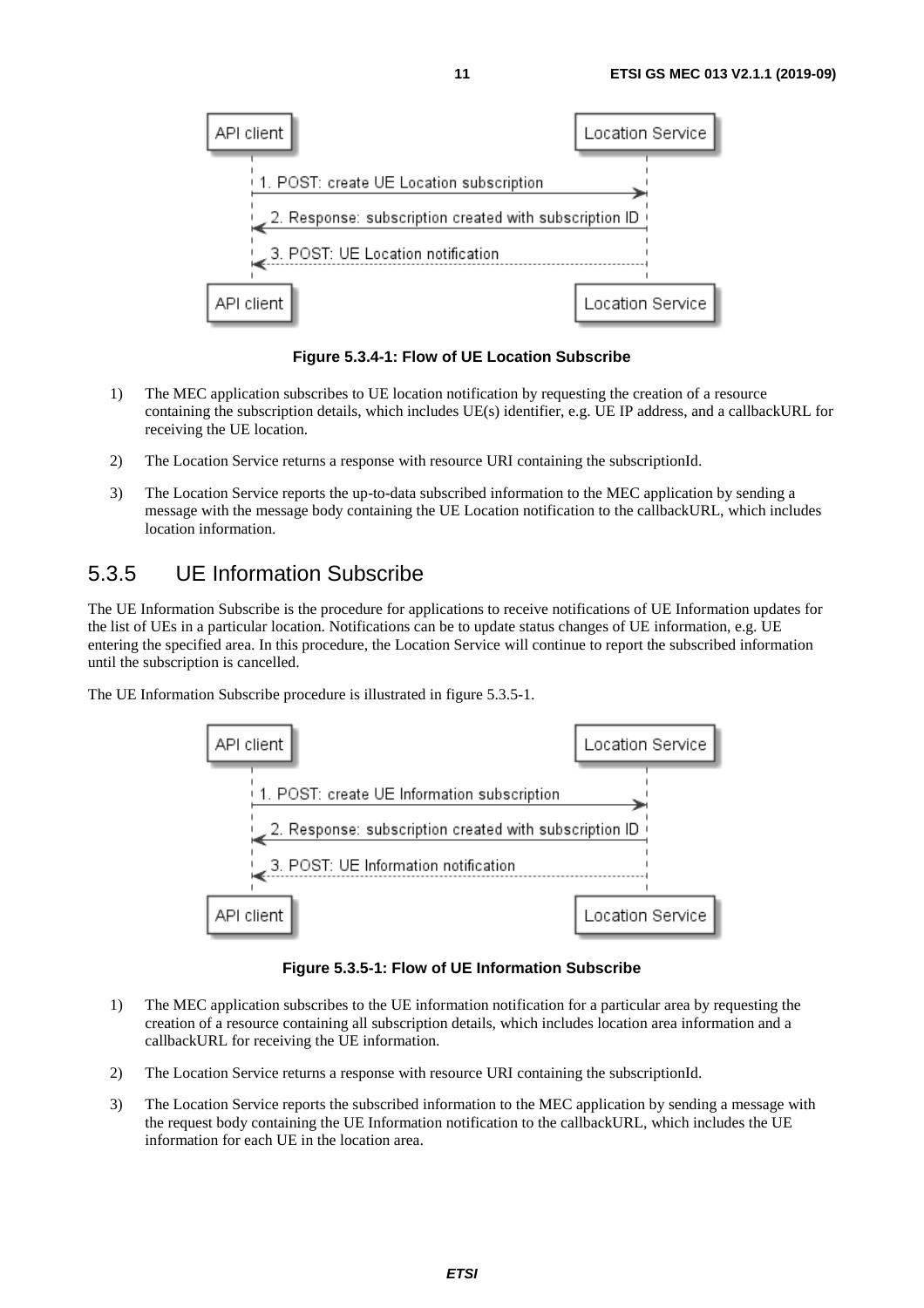Figure 5.3.4-1: Flow of UE Location Subscribe

1) The MEC application subscribes to UE location notification by requesting the creation of a resource containing the subscription details, which includes UE(s) identifier, e.g. UE IP address, and a callbackURL for receiving the UE location.

2) The Location Service returns a response with resource URI containing the subscriptionId.

3) The Location Service reports the up-to-data subscribed information to the MEC application by sending a message with the message body containing the UE Location notification to the callbackURL, which includes location information.

### 5.3.5 UE Information Subscribe

The UE Information Subscribe is the procedure for applications to receive notifications of UE Information updates for the list of UEs in a particular location. Notifications can be to update status changes of UE information, e.g. UE entering the specified area. In this procedure, the Location Service will continue to report the subscribed information until the subscription is cancelled.

The UE Information Subscribe procedure is illustrated in figure 5.3.5-1.

Figure 5.3.5-1: Flow of UE Information Subscribe

1) The MEC application subscribes to the UE information notification for a particular area by requesting the creation of a resource containing all subscription details, which includes location area information and a callbackURL for receiving the UE information.

2) The Location Service returns a response with resource URI containing the subscriptionId.

3) The Location Service reports the subscribed information to the MEC application by sending a message with the request body containing the UE Information notification to the callbackURL, which includes the UE information for each UE in the location area.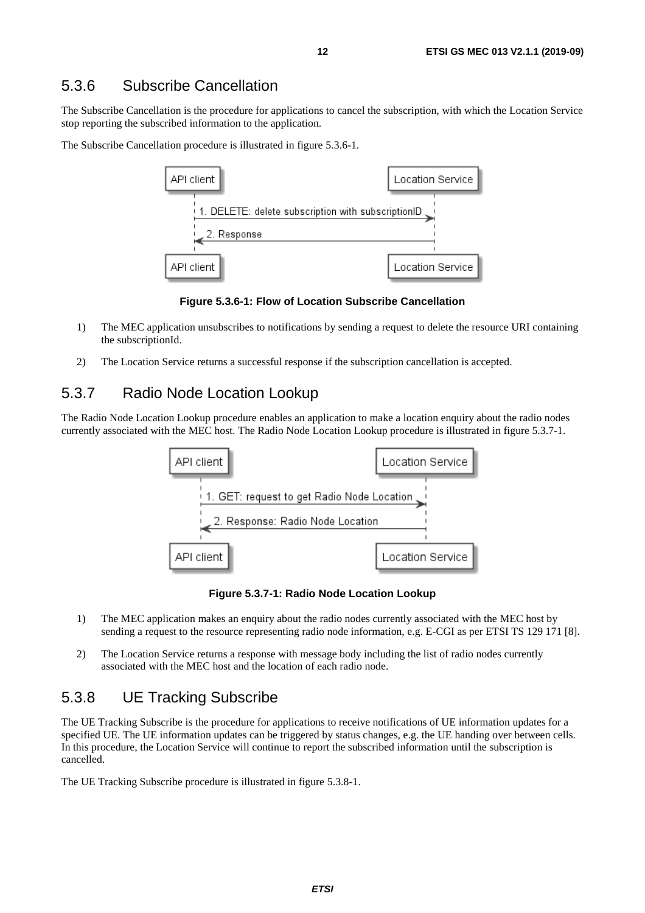### 5.3.6 Subscribe Cancellation

The Subscribe Cancellation is the procedure for applications to cancel the subscription, with which the Location Service stop reporting the subscribed information to the application.

The Subscribe Cancellation procedure is illustrated in figure 5.3.6-1.

**Figure 5.3.6-1: Flow of Location Subscribe Cancellation**

1) The MEC application unsubscribes to notifications by sending a request to delete the resource URI containing the subscriptionId.

2) The Location Service returns a successful response if the subscription cancellation is accepted.

### 5.3.7 Radio Node Location Lookup

The Radio Node Location Lookup procedure enables an application to make a location enquiry about the radio nodes currently associated with the MEC host. The Radio Node Location Lookup procedure is illustrated in figure 5.3.7-1.

**Figure 5.3.7-1: Radio Node Location Lookup**

1) The MEC application makes an enquiry about the radio nodes currently associated with the MEC host by sending a request to the resource representing radio node information, e.g. E-CGI as per ETSI TS 129 171 [8].

2) The Location Service returns a response with message body including the list of radio nodes currently associated with the MEC host and the location of each radio node.

### 5.3.8 UE Tracking Subscribe

The UE Tracking Subscribe is the procedure for applications to receive notifications of UE information updates for a specified UE. The UE information updates can be triggered by status changes, e.g. the UE handing over between cells. In this procedure, the Location Service will continue to report the subscribed information until the subscription is cancelled.

The UE Tracking Subscribe procedure is illustrated in figure 5.3.8-1.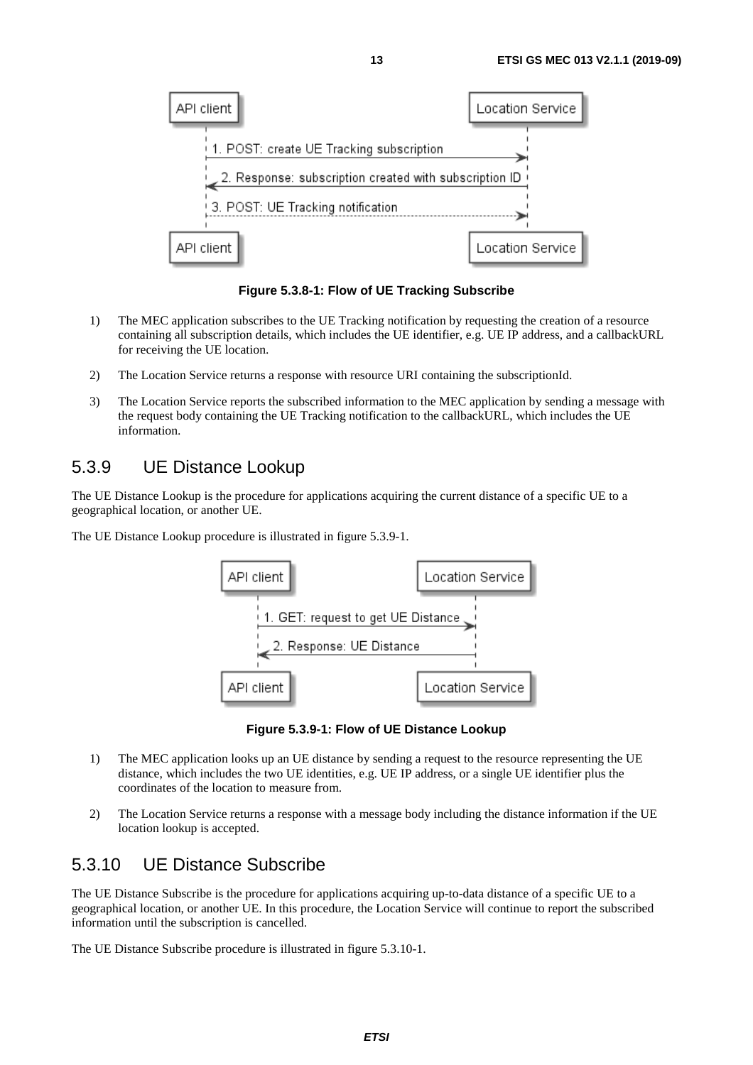Figure 5.3.8-1: Flow of UE Tracking Subscribe

1) The MEC application subscribes to the UE Tracking notification by requesting the creation of a resource containing all subscription details, which includes the UE identifier, e.g. UE IP address, and a callbackURL for receiving the UE location.

2) The Location Service returns a response with resource URI containing the subscriptionId.

3) The Location Service reports the subscribed information to the MEC application by sending a message with the request body containing the UE Tracking notification to the callbackURL, which includes the UE information.

## 5.3.9 UE Distance Lookup

The UE Distance Lookup is the procedure for applications acquiring the current distance of a specific UE to a geographical location, or another UE.

The UE Distance Lookup procedure is illustrated in figure 5.3.9-1.

Figure 5.3.9-1: Flow of UE Distance Lookup

1) The MEC application looks up an UE distance by sending a request to the resource representing the UE distance, which includes the two UE identities, e.g. UE IP address, or a single UE identifier plus the coordinates of the location to measure from.

2) The Location Service returns a response with a message body including the distance information if the UE location lookup is accepted.

## 5.3.10 UE Distance Subscribe

The UE Distance Subscribe is the procedure for applications acquiring up-to-data distance of a specific UE to a geographical location, or another UE. In this procedure, the Location Service will continue to report the subscribed information until the subscription is cancelled.

The UE Distance Subscribe procedure is illustrated in figure 5.3.10-1.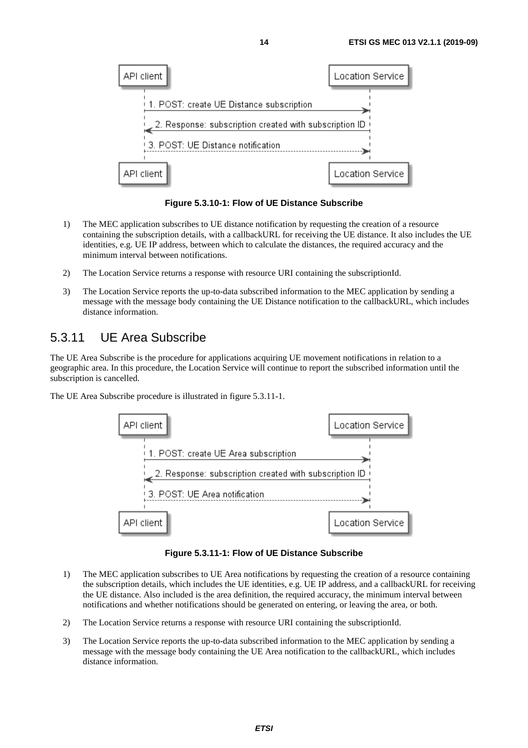**Figure 5.3.10-1: Flow of UE Distance Subscribe**

1) The MEC application subscribes to UE distance notification by requesting the creation of a resource containing the subscription details, with a callbackURL for receiving the UE distance. It also includes the UE identities, e.g. UE IP address, between which to calculate the distances, the required accuracy and the minimum interval between notifications.

2) The Location Service returns a response with resource URI containing the subscriptionId.

3) The Location Service reports the up-to-data subscribed information to the MEC application by sending a message with the message body containing the UE Distance notification to the callbackURL, which includes distance information.

### 5.3.11 UE Area Subscribe

The UE Area Subscribe is the procedure for applications acquiring UE movement notifications in relation to a geographic area. In this procedure, the Location Service will continue to report the subscribed information until the subscription is cancelled.

The UE Area Subscribe procedure is illustrated in figure 5.3.11-1.

**Figure 5.3.11-1: Flow of UE Distance Subscribe**

1) The MEC application subscribes to UE Area notifications by requesting the creation of a resource containing the subscription details, which includes the UE identities, e.g. UE IP address, and a callbackURL for receiving the UE distance. Also included is the area definition, the required accuracy, the minimum interval between notifications and whether notifications should be generated on entering, or leaving the area, or both.

2) The Location Service returns a response with resource URI containing the subscriptionId.

3) The Location Service reports the up-to-data subscribed information to the MEC application by sending a message with the message body containing the UE Area notification to the callbackURL, which includes distance information.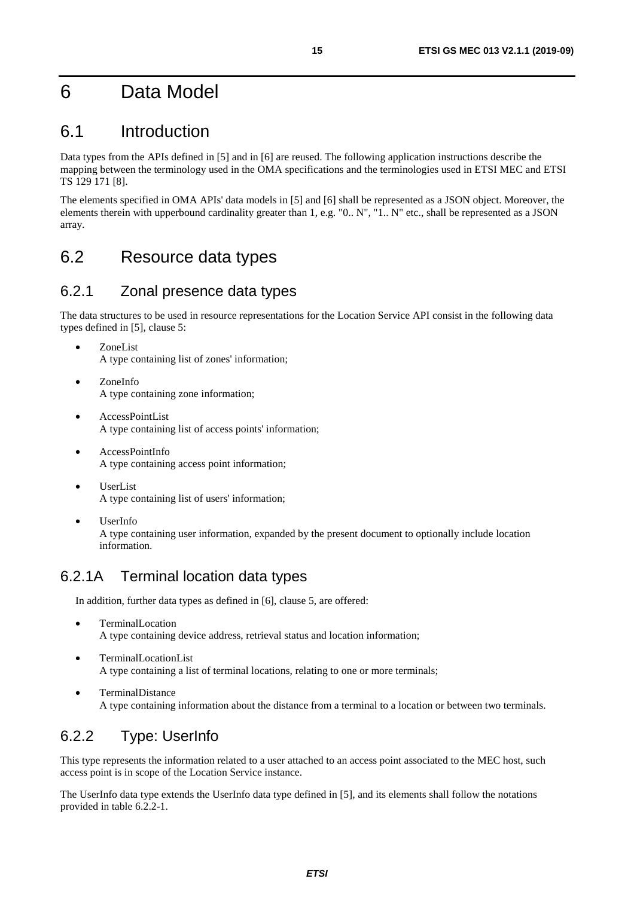# 6 Data Model

## 6.1 Introduction

Data types from the APIs defined in [5] and in [6] are reused. The following application instructions describe the mapping between the terminology used in the OMA specifications and the terminologies used in ETSI MEC and ETSI TS 129 171 [8].

The elements specified in OMA APIs' data models in [5] and [6] shall be represented as a JSON object. Moreover, the elements therein with upperbound cardinality greater than 1, e.g. "0.. N", "1.. N" etc., shall be represented as a JSON array.

## 6.2 Resource data types

### 6.2.1 Zonal presence data types

The data structures to be used in resource representations for the Location Service API consist in the following data types defined in [5], clause 5:

- ZoneList
  A type containing list of zones' information;
- ZoneInfo
  A type containing zone information;
- AccessPointList
  A type containing list of access points' information;
- AccessPointInfo
  A type containing access point information;
- UserList
  A type containing list of users' information;
- UserInfo
  A type containing user information, expanded by the present document to optionally include location information.

### 6.2.1A Terminal location data types

In addition, further data types as defined in [6], clause 5, are offered:

- TerminalLocation
  A type containing device address, retrieval status and location information;
- TerminalLocationList
  A type containing a list of terminal locations, relating to one or more terminals;
- TerminalDistance
  A type containing information about the distance from a terminal to a location or between two terminals.

### 6.2.2 Type: UserInfo

This type represents the information related to a user attached to an access point associated to the MEC host, such access point is in scope of the Location Service instance.

The UserInfo data type extends the UserInfo data type defined in [5], and its elements shall follow the notations provided in table 6.2.2-1.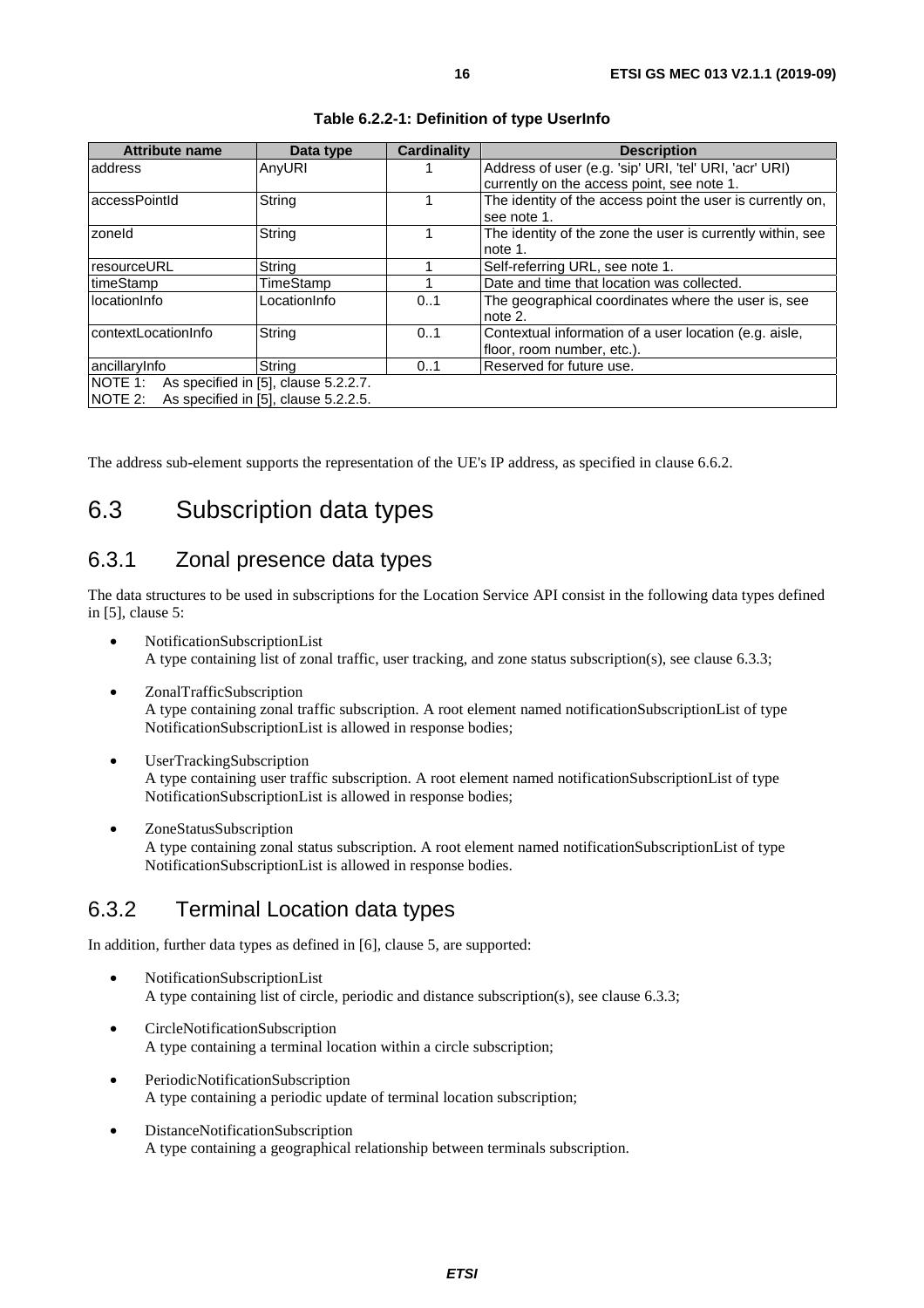**Table 6.2.2-1: Definition of type UserInfo**

| Attribute name | Data type | Cardinality | Description |
|---|---|---|---|
| address | AnyURI | 1 | Address of user (e.g. 'sip' URI, 'tel' URI, 'acr' URI) currently on the access point, see note 1. |
| accessPointId | String | 1 | The identity of the access point the user is currently on, see note 1. |
| zoneId | String | 1 | The identity of the zone the user is currently within, see note 1. |
| resourceURL | String | 1 | Self-referring URL, see note 1. |
| timeStamp | TimeStamp | 1 | Date and time that location was collected. |
| locationInfo | LocationInfo | 0..1 | The geographical coordinates where the user is, see note 2. |
| contextLocationInfo | String | 0..1 | Contextual information of a user location (e.g. aisle, floor, room number, etc.). |
| ancillaryInfo | String | 0..1 | Reserved for future use. |
| NOTE 1: As specified in [5], clause 5.2.2.7. | | | |
| NOTE 2: As specified in [5], clause 5.2.2.5. | | | |

The address sub-element supports the representation of the UE's IP address, as specified in clause 6.6.2.

# 6.3 Subscription data types

## 6.3.1 Zonal presence data types

The data structures to be used in subscriptions for the Location Service API consist in the following data types defined in [5], clause 5:

- NotificationSubscriptionList
  A type containing list of zonal traffic, user tracking, and zone status subscription(s), see clause 6.3.3;
- ZonalTrafficSubscription
  A type containing zonal traffic subscription. A root element named notificationSubscriptionList of type NotificationSubscriptionList is allowed in response bodies;
- UserTrackingSubscription
  A type containing user traffic subscription. A root element named notificationSubscriptionList of type NotificationSubscriptionList is allowed in response bodies;
- ZoneStatusSubscription
  A type containing zonal status subscription. A root element named notificationSubscriptionList of type NotificationSubscriptionList is allowed in response bodies.

## 6.3.2 Terminal Location data types

In addition, further data types as defined in [6], clause 5, are supported:

- NotificationSubscriptionList
  A type containing list of circle, periodic and distance subscription(s), see clause 6.3.3;
- CircleNotificationSubscription
  A type containing a terminal location within a circle subscription;
- PeriodicNotificationSubscription
  A type containing a periodic update of terminal location subscription;
- DistanceNotificationSubscription
  A type containing a geographical relationship between terminals subscription.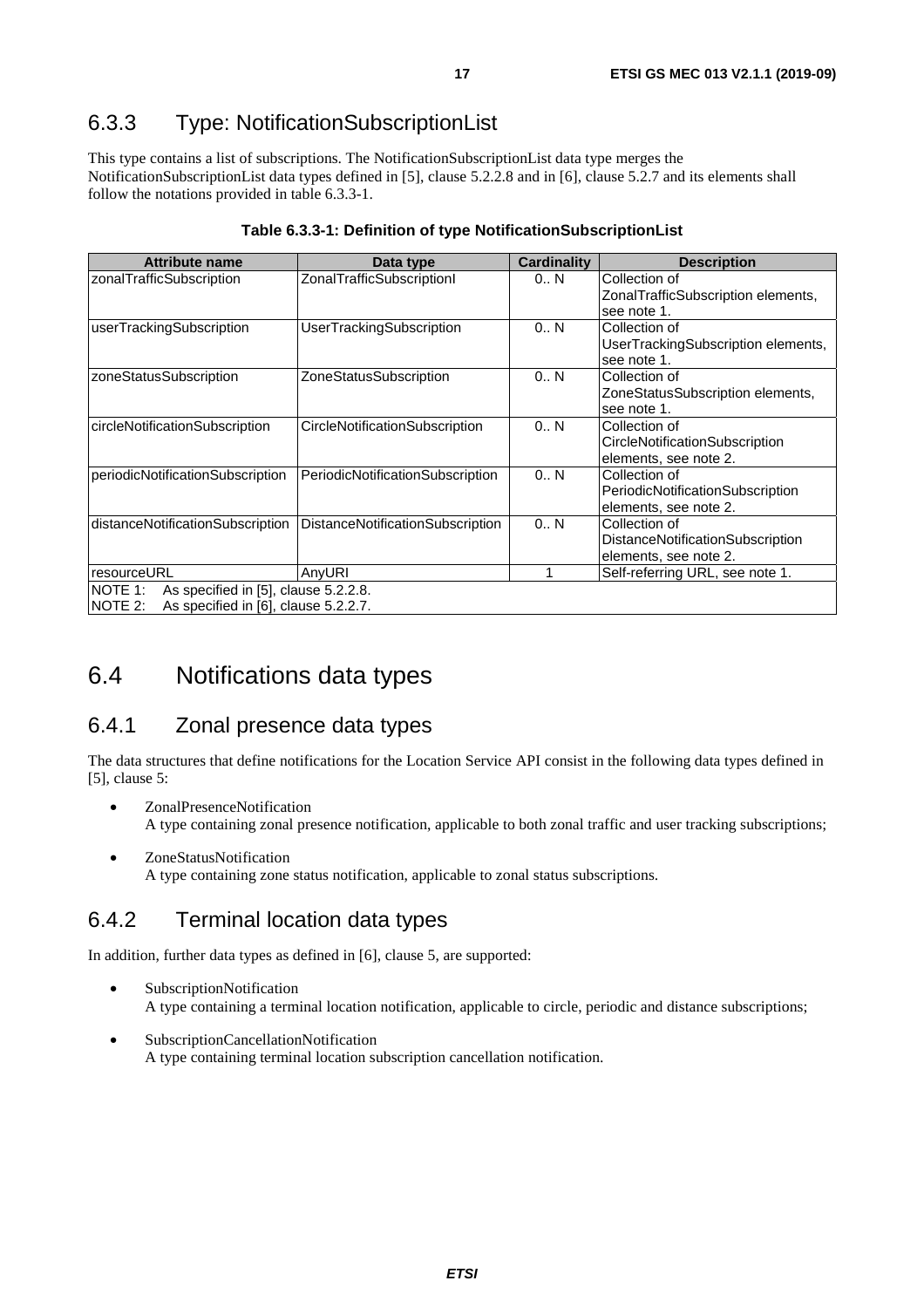### 6.3.3 Type: NotificationSubscriptionList

This type contains a list of subscriptions. The NotificationSubscriptionList data type merges the NotificationSubscriptionList data types defined in [5], clause 5.2.2.8 and in [6], clause 5.2.7 and its elements shall follow the notations provided in table 6.3.3-1.

**Table 6.3.3-1: Definition of type NotificationSubscriptionList**

| Attribute name | Data type | Cardinality | Description |
|---|---|---|---|
| zonalTrafficSubscription | ZonalTrafficSubscriptionl | 0.. N | Collection of ZonalTrafficSubscription elements, see note 1. |
| userTrackingSubscription | UserTrackingSubscription | 0.. N | Collection of UserTrackingSubscription elements, see note 1. |
| zoneStatusSubscription | ZoneStatusSubscription | 0.. N | Collection of ZoneStatusSubscription elements, see note 1. |
| circleNotificationSubscription | CircleNotificationSubscription | 0.. N | Collection of CircleNotificationSubscription elements, see note 2. |
| periodicNotificationSubscription | PeriodicNotificationSubscription | 0.. N | Collection of PeriodicNotificationSubscription elements, see note 2. |
| distanceNotificationSubscription | DistanceNotificationSubscription | 0.. N | Collection of DistanceNotificationSubscription elements, see note 2. |
| resourceURL | AnyURI | 1 | Self-referring URL, see note 1. |
| NOTE 1: As specified in [5], clause 5.2.2.8.<br>NOTE 2: As specified in [6], clause 5.2.2.7. | | | |

## 6.4 Notifications data types

### 6.4.1 Zonal presence data types

The data structures that define notifications for the Location Service API consist in the following data types defined in [5], clause 5:

- ZonalPresenceNotification
  A type containing zonal presence notification, applicable to both zonal traffic and user tracking subscriptions;
- ZoneStatusNotification
  A type containing zone status notification, applicable to zonal status subscriptions.

### 6.4.2 Terminal location data types

In addition, further data types as defined in [6], clause 5, are supported:

- SubscriptionNotification
  A type containing a terminal location notification, applicable to circle, periodic and distance subscriptions;
- SubscriptionCancellationNotification
  A type containing terminal location subscription cancellation notification.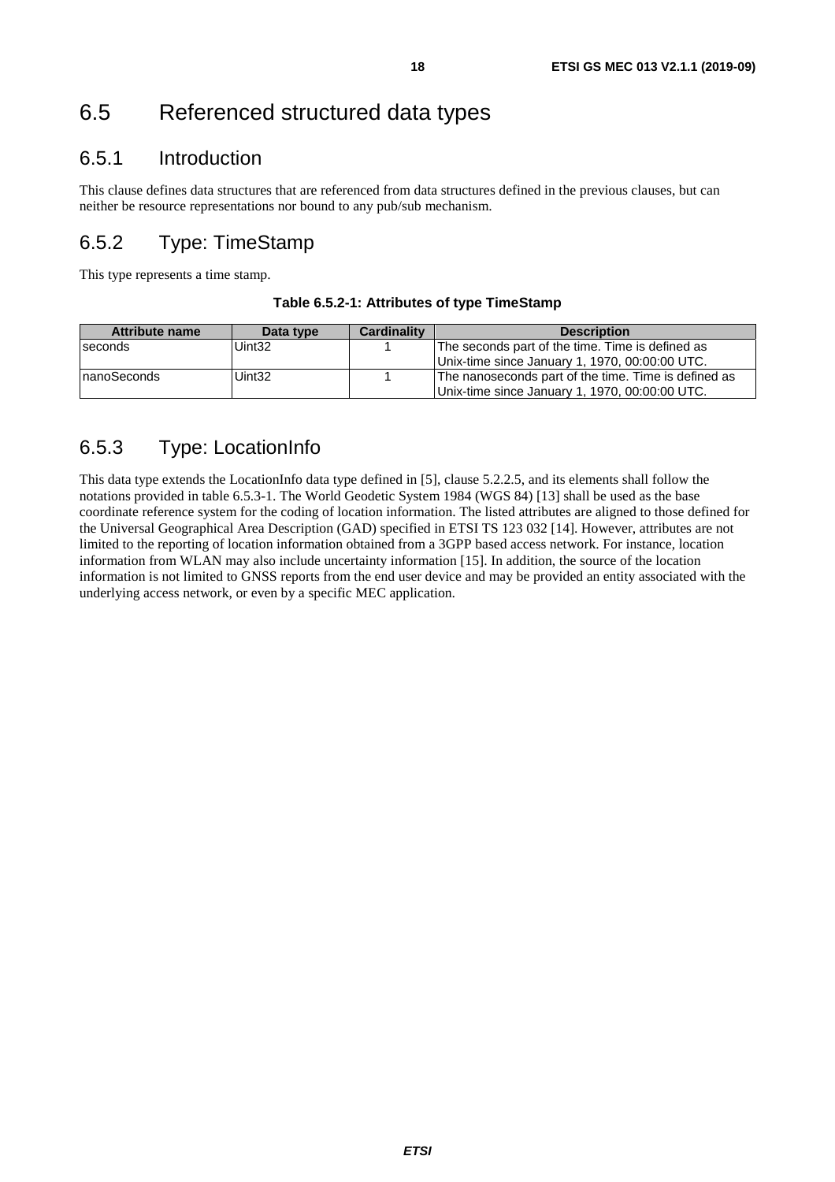# 6.5 Referenced structured data types

## 6.5.1 Introduction

This clause defines data structures that are referenced from data structures defined in the previous clauses, but can neither be resource representations nor bound to any pub/sub mechanism.

## 6.5.2 Type: TimeStamp

This type represents a time stamp.

**Table 6.5.2-1: Attributes of type TimeStamp**

| Attribute name | Data type | Cardinality | Description |
|---|---|---|---|
| seconds | Uint32 | 1 | The seconds part of the time. Time is defined as Unix-time since January 1, 1970, 00:00:00 UTC. |
| nanoSeconds | Uint32 | 1 | The nanoseconds part of the time. Time is defined as Unix-time since January 1, 1970, 00:00:00 UTC. |

## 6.5.3 Type: LocationInfo

This data type extends the LocationInfo data type defined in [5], clause 5.2.2.5, and its elements shall follow the notations provided in table 6.5.3-1. The World Geodetic System 1984 (WGS 84) [13] shall be used as the base coordinate reference system for the coding of location information. The listed attributes are aligned to those defined for the Universal Geographical Area Description (GAD) specified in ETSI TS 123 032 [14]. However, attributes are not limited to the reporting of location information obtained from a 3GPP based access network. For instance, location information from WLAN may also include uncertainty information [15]. In addition, the source of the location information is not limited to GNSS reports from the end user device and may be provided an entity associated with the underlying access network, or even by a specific MEC application.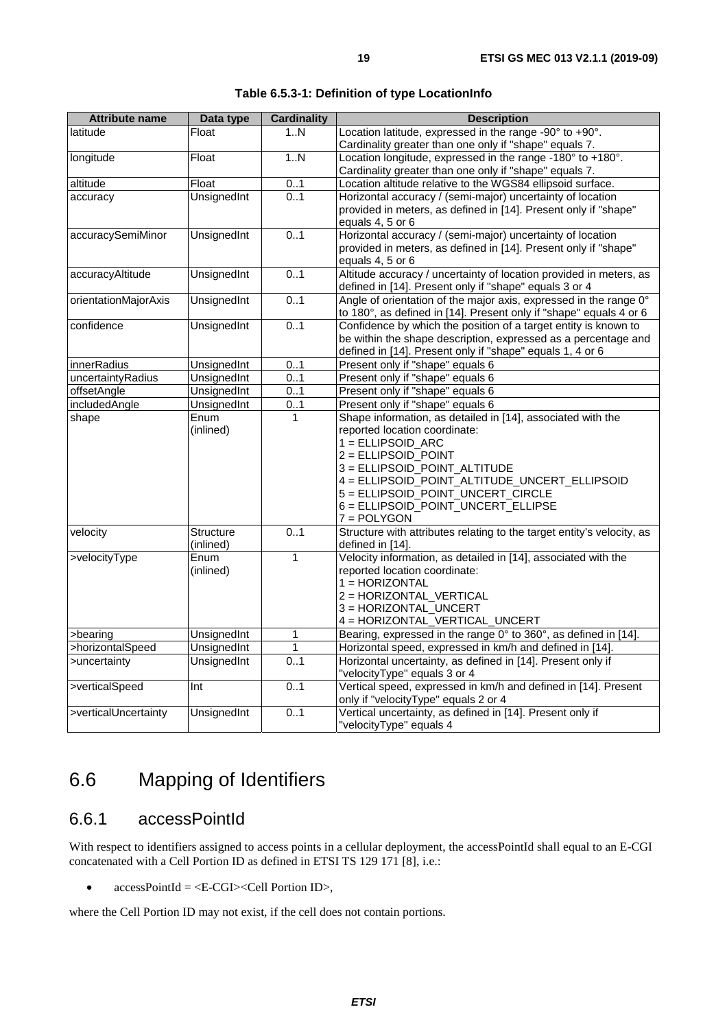**Table 6.5.3-1: Definition of type LocationInfo**

| Attribute name | Data type | Cardinality | Description |
|---|---|---|---|
| latitude | Float | 1..N | Location latitude, expressed in the range -90° to +90°. Cardinality greater than one only if "shape" equals 7. |
| longitude | Float | 1..N | Location longitude, expressed in the range -180° to +180°. Cardinality greater than one only if "shape" equals 7. |
| altitude | Float | 0..1 | Location altitude relative to the WGS84 ellipsoid surface. |
| accuracy | UnsignedInt | 0..1 | Horizontal accuracy / (semi-major) uncertainty of location provided in meters, as defined in [14]. Present only if "shape" equals 4, 5 or 6 |
| accuracySemiMinor | UnsignedInt | 0..1 | Horizontal accuracy / (semi-major) uncertainty of location provided in meters, as defined in [14]. Present only if "shape" equals 4, 5 or 6 |
| accuracyAltitude | UnsignedInt | 0..1 | Altitude accuracy / uncertainty of location provided in meters, as defined in [14]. Present only if "shape" equals 3 or 4 |
| orientationMajorAxis | UnsignedInt | 0..1 | Angle of orientation of the major axis, expressed in the range 0° to 180°, as defined in [14]. Present only if "shape" equals 4 or 6 |
| confidence | UnsignedInt | 0..1 | Confidence by which the position of a target entity is known to be within the shape description, expressed as a percentage and defined in [14]. Present only if "shape" equals 1, 4 or 6 |
| innerRadius | UnsignedInt | 0..1 | Present only if "shape" equals 6 |
| uncertaintyRadius | UnsignedInt | 0..1 | Present only if "shape" equals 6 |
| offsetAngle | UnsignedInt | 0..1 | Present only if "shape" equals 6 |
| includedAngle | UnsignedInt | 0..1 | Present only if "shape" equals 6 |
| shape | Enum (inlined) | 1 | Shape information, as detailed in [14], associated with the reported location coordinate:<br>1 = ELLIPSOID_ARC<br>2 = ELLIPSOID_POINT<br>3 = ELLIPSOID_POINT_ALTITUDE<br>4 = ELLIPSOID_POINT_ALTITUDE_UNCERT_ELLIPSOID<br>5 = ELLIPSOID_POINT_UNCERT_CIRCLE<br>6 = ELLIPSOID_POINT_UNCERT_ELLIPSE<br>7 = POLYGON |
| velocity | Structure (inlined) | 0..1 | Structure with attributes relating to the target entity's velocity, as defined in [14]. |
| >velocityType | Enum (inlined) | 1 | Velocity information, as detailed in [14], associated with the reported location coordinate:<br>1 = HORIZONTAL<br>2 = HORIZONTAL_VERTICAL<br>3 = HORIZONTAL_UNCERT<br>4 = HORIZONTAL_VERTICAL_UNCERT |
| >bearing | UnsignedInt | 1 | Bearing, expressed in the range 0° to 360°, as defined in [14]. |
| >horizontalSpeed | UnsignedInt | 1 | Horizontal speed, expressed in km/h and defined in [14]. |
| >uncertainty | UnsignedInt | 0..1 | Horizontal uncertainty, as defined in [14]. Present only if "velocityType" equals 3 or 4 |
| >verticalSpeed | Int | 0..1 | Vertical speed, expressed in km/h and defined in [14]. Present only if "velocityType" equals 2 or 4 |
| >verticalUncertainty | UnsignedInt | 0..1 | Vertical uncertainty, as defined in [14]. Present only if "velocityType" equals 4 |

# 6.6 Mapping of Identifiers

## 6.6.1 accessPointId

With respect to identifiers assigned to access points in a cellular deployment, the accessPointId shall equal to an E-CGI concatenated with a Cell Portion ID as defined in ETSI TS 129 171 [8], i.e.:

- accessPointId = <E-CGI><Cell Portion ID>,

where the Cell Portion ID may not exist, if the cell does not contain portions.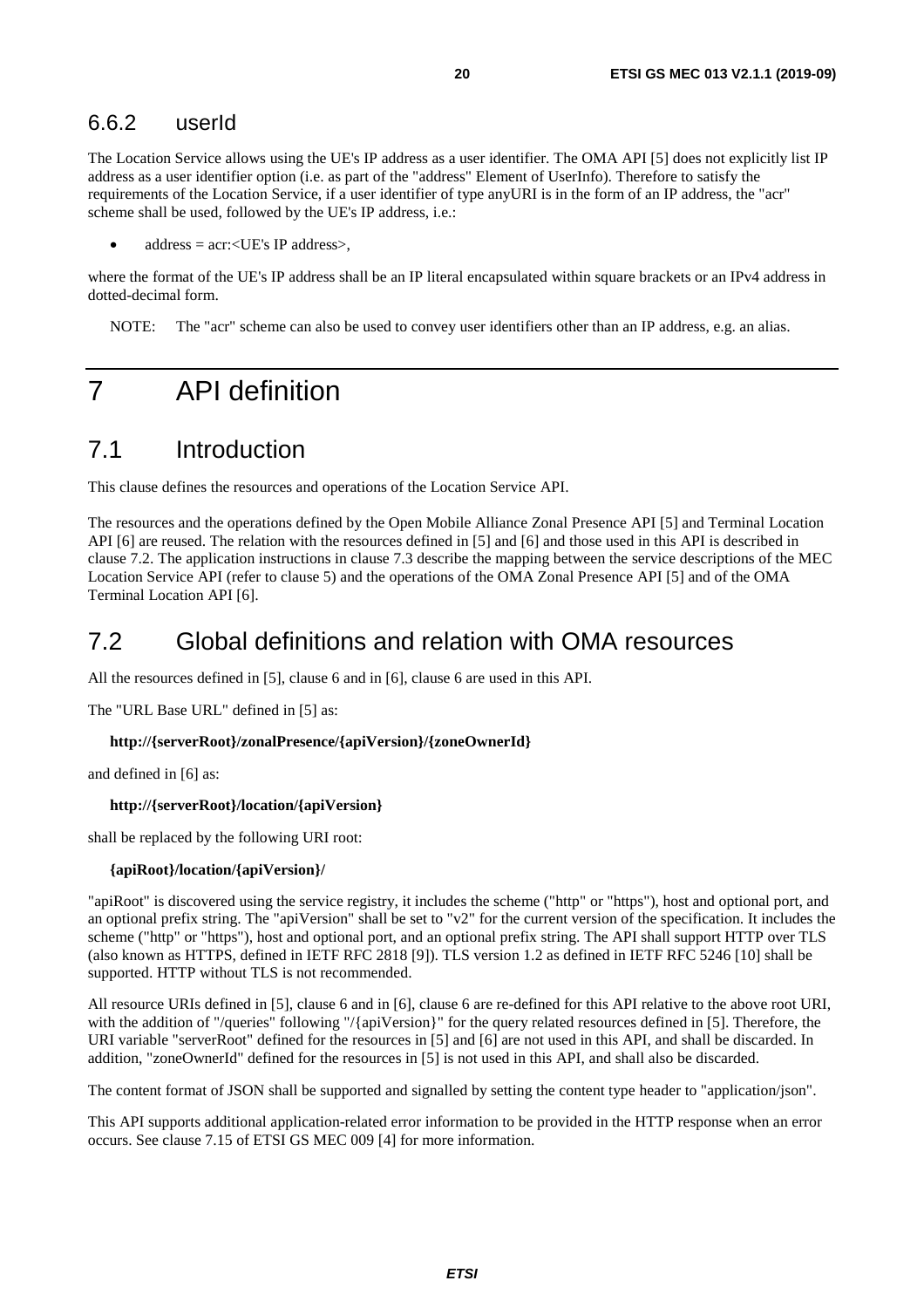### 6.6.2 userId

The Location Service allows using the UE's IP address as a user identifier. The OMA API [5] does not explicitly list IP address as a user identifier option (i.e. as part of the "address" Element of UserInfo). Therefore to satisfy the requirements of the Location Service, if a user identifier of type anyURI is in the form of an IP address, the "acr" scheme shall be used, followed by the UE's IP address, i.e.:

- address = acr:<UE's IP address>,

where the format of the UE's IP address shall be an IP literal encapsulated within square brackets or an IPv4 address in dotted-decimal form.

NOTE: The "acr" scheme can also be used to convey user identifiers other than an IP address, e.g. an alias.

# 7 API definition

## 7.1 Introduction

This clause defines the resources and operations of the Location Service API.

The resources and the operations defined by the Open Mobile Alliance Zonal Presence API [5] and Terminal Location API [6] are reused. The relation with the resources defined in [5] and [6] and those used in this API is described in clause 7.2. The application instructions in clause 7.3 describe the mapping between the service descriptions of the MEC Location Service API (refer to clause 5) and the operations of the OMA Zonal Presence API [5] and of the OMA Terminal Location API [6].

## 7.2 Global definitions and relation with OMA resources

All the resources defined in [5], clause 6 and in [6], clause 6 are used in this API.

The "URL Base URL" defined in [5] as:

**http://{serverRoot}/zonalPresence/{apiVersion}/{zoneOwnerId}**

and defined in [6] as:

**http://{serverRoot}/location/{apiVersion}**

shall be replaced by the following URI root:

**{apiRoot}/location/{apiVersion}/**

"apiRoot" is discovered using the service registry, it includes the scheme ("http" or "https"), host and optional port, and an optional prefix string. The "apiVersion" shall be set to "v2" for the current version of the specification. It includes the scheme ("http" or "https"), host and optional port, and an optional prefix string. The API shall support HTTP over TLS (also known as HTTPS, defined in IETF RFC 2818 [9]). TLS version 1.2 as defined in IETF RFC 5246 [10] shall be supported. HTTP without TLS is not recommended.

All resource URIs defined in [5], clause 6 and in [6], clause 6 are re-defined for this API relative to the above root URI, with the addition of "/queries" following "/{apiVersion}" for the query related resources defined in [5]. Therefore, the URI variable "serverRoot" defined for the resources in [5] and [6] are not used in this API, and shall be discarded. In addition, "zoneOwnerId" defined for the resources in [5] is not used in this API, and shall also be discarded.

The content format of JSON shall be supported and signalled by setting the content type header to "application/json".

This API supports additional application-related error information to be provided in the HTTP response when an error occurs. See clause 7.15 of ETSI GS MEC 009 [4] for more information.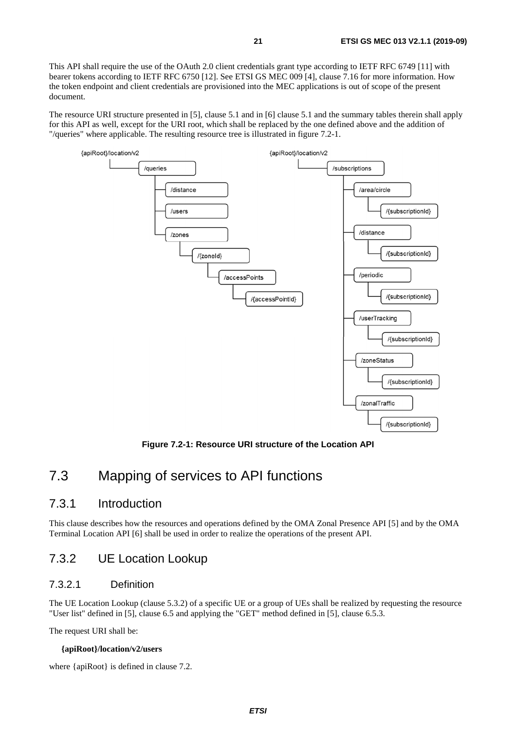This API shall require the use of the OAuth 2.0 client credentials grant type according to IETF RFC 6749 [11] with bearer tokens according to IETF RFC 6750 [12]. See ETSI GS MEC 009 [4], clause 7.16 for more information. How the token endpoint and client credentials are provisioned into the MEC applications is out of scope of the present document.

The resource URI structure presented in [5], clause 5.1 and in [6] clause 5.1 and the summary tables therein shall apply for this API as well, except for the URI root, which shall be replaced by the one defined above and the addition of "/queries" where applicable. The resulting resource tree is illustrated in figure 7.2-1.

```
{apiRoot}/location/v2
└── /queries
    ├── /distance
    ├── /users
    └── /zones
        └── /{zoneId}
            └── /accessPoints
                └── /{accessPointId}

{apiRoot}/location/v2
└── /subscriptions
    ├── /area/circle
    │   └── /{subscriptionId}
    ├── /distance
    │   └── /{subscriptionId}
    ├── /periodic
    │   └── /{subscriptionId}
    ├── /userTracking
    │   └── /{subscriptionId}
    ├── /zoneStatus
    │   └── /{subscriptionId}
    └── /zonalTraffic
        └── /{subscriptionId}
```

**Figure 7.2-1: Resource URI structure of the Location API**

# 7.3 Mapping of services to API functions

## 7.3.1 Introduction

This clause describes how the resources and operations defined by the OMA Zonal Presence API [5] and by the OMA Terminal Location API [6] shall be used in order to realize the operations of the present API.

## 7.3.2 UE Location Lookup

### 7.3.2.1 Definition

The UE Location Lookup (clause 5.3.2) of a specific UE or a group of UEs shall be realized by requesting the resource "User list" defined in [5], clause 6.5 and applying the "GET" method defined in [5], clause 6.5.3.

The request URI shall be:

**{apiRoot}/location/v2/users**

where {apiRoot} is defined in clause 7.2.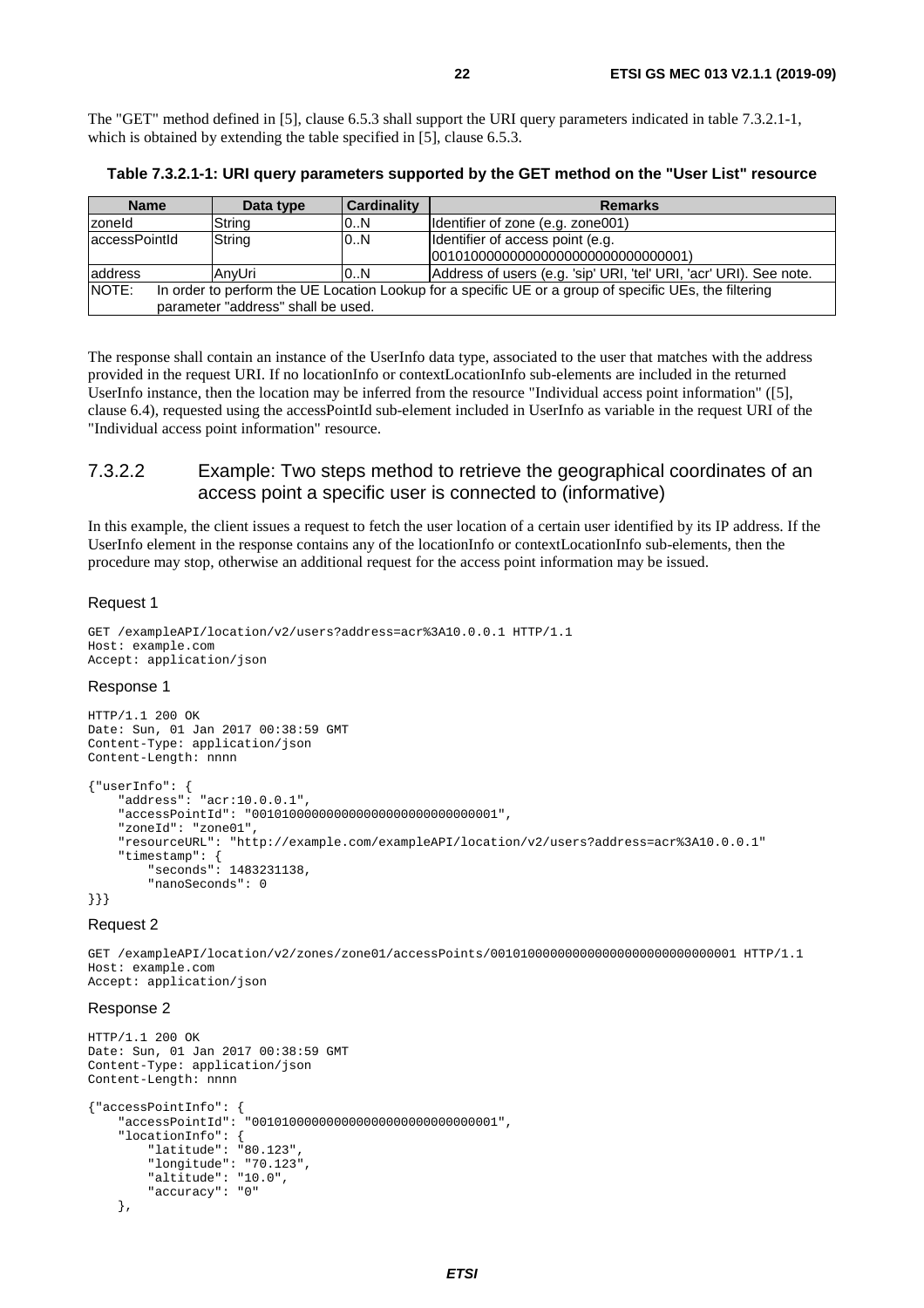The "GET" method defined in [5], clause 6.5.3 shall support the URI query parameters indicated in table 7.3.2.1-1, which is obtained by extending the table specified in [5], clause 6.5.3.

**Table 7.3.2.1-1: URI query parameters supported by the GET method on the "User List" resource**

| Name | Data type | Cardinality | Remarks |
|---|---|---|---|
| zoneId | String | 0..N | Identifier of zone (e.g. zone001) |
| accessPointId | String | 0..N | Identifier of access point (e.g. 001010000000000000000000000000001) |
| address | AnyUri | 0..N | Address of users (e.g. 'sip' URI, 'tel' URI, 'acr' URI). See note. |
| NOTE: In order to perform the UE Location Lookup for a specific UE or a group of specific UEs, the filtering parameter "address" shall be used. | | | |

The response shall contain an instance of the UserInfo data type, associated to the user that matches with the address provided in the request URI. If no locationInfo or contextLocationInfo sub-elements are included in the returned UserInfo instance, then the location may be inferred from the resource "Individual access point information" ([5], clause 6.4), requested using the accessPointId sub-element included in UserInfo as variable in the request URI of the "Individual access point information" resource.

### 7.3.2.2 Example: Two steps method to retrieve the geographical coordinates of an access point a specific user is connected to (informative)

In this example, the client issues a request to fetch the user location of a certain user identified by its IP address. If the UserInfo element in the response contains any of the locationInfo or contextLocationInfo sub-elements, then the procedure may stop, otherwise an additional request for the access point information may be issued.

Request 1

```
GET /exampleAPI/location/v2/users?address=acr%3A10.0.0.1 HTTP/1.1
Host: example.com
Accept: application/json
```

Response 1

```
HTTP/1.1 200 OK
Date: Sun, 01 Jan 2017 00:38:59 GMT
Content-Type: application/json
Content-Length: nnnn

{"userInfo": {
    "address": "acr:10.0.0.1",
    "accessPointId": "001010000000000000000000000000001",
    "zoneId": "zone01",
    "resourceURL": "http://example.com/exampleAPI/location/v2/users?address=acr%3A10.0.0.1"
    "timestamp": {
        "seconds": 1483231138,
        "nanoSeconds": 0
}}}
```

Request 2

```
GET /exampleAPI/location/v2/zones/zone01/accessPoints/001010000000000000000000000000001 HTTP/1.1
Host: example.com
Accept: application/json
```

Response 2

```
HTTP/1.1 200 OK
Date: Sun, 01 Jan 2017 00:38:59 GMT
Content-Type: application/json
Content-Length: nnnn

{"accessPointInfo": {
    "accessPointId": "001010000000000000000000000000001",
    "locationInfo": {
        "latitude": "80.123",
        "longitude": "70.123",
        "altitude": "10.0",
        "accuracy": "0"
    },
```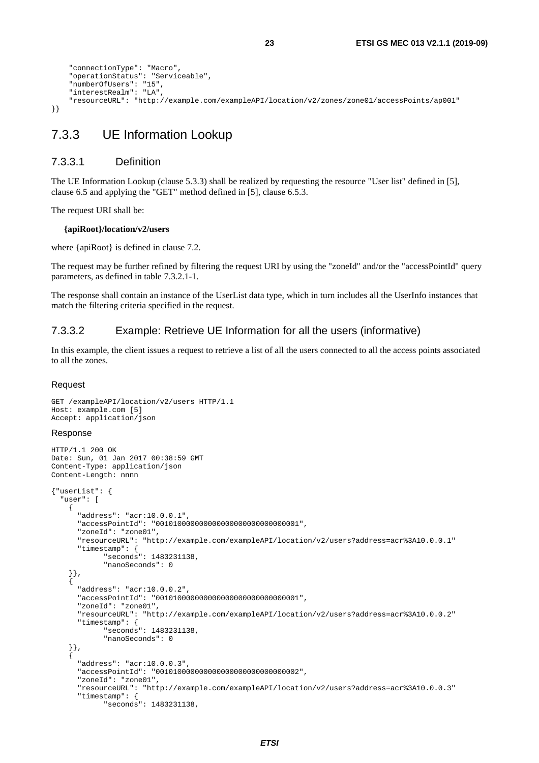```
    "connectionType": "Macro",
    "operationStatus": "Serviceable",
    "numberOfUsers": "15",
    "interestRealm": "LA",
    "resourceURL": "http://example.com/exampleAPI/location/v2/zones/zone01/accessPoints/ap001"
}}
```

### 7.3.3 UE Information Lookup

#### 7.3.3.1 Definition

The UE Information Lookup (clause 5.3.3) shall be realized by requesting the resource "User list" defined in [5], clause 6.5 and applying the "GET" method defined in [5], clause 6.5.3.

The request URI shall be:

**{apiRoot}/location/v2/users**

where {apiRoot} is defined in clause 7.2.

The request may be further refined by filtering the request URI by using the "zoneId" and/or the "accessPointId" query parameters, as defined in table 7.3.2.1-1.

The response shall contain an instance of the UserList data type, which in turn includes all the UserInfo instances that match the filtering criteria specified in the request.

#### 7.3.3.2 Example: Retrieve UE Information for all the users (informative)

In this example, the client issues a request to retrieve a list of all the users connected to all the access points associated to all the zones.

Request

```
GET /exampleAPI/location/v2/users HTTP/1.1
Host: example.com [5]
Accept: application/json
```

Response

```
HTTP/1.1 200 OK
Date: Sun, 01 Jan 2017 00:38:59 GMT
Content-Type: application/json
Content-Length: nnnn

{"userList": {
  "user": [
    {
      "address": "acr:10.0.0.1",
      "accessPointId": "001010000000000000000000000000001",
      "zoneId": "zone01",
      "resourceURL": "http://example.com/exampleAPI/location/v2/users?address=acr%3A10.0.0.1"
      "timestamp": {
            "seconds": 1483231138,
            "nanoSeconds": 0
    }},
    {
      "address": "acr:10.0.0.2",
      "accessPointId": "001010000000000000000000000000001",
      "zoneId": "zone01",
      "resourceURL": "http://example.com/exampleAPI/location/v2/users?address=acr%3A10.0.0.2"
      "timestamp": {
            "seconds": 1483231138,
            "nanoSeconds": 0
    }},
    {
      "address": "acr:10.0.0.3",
      "accessPointId": "001010000000000000000000000000002",
      "zoneId": "zone01",
      "resourceURL": "http://example.com/exampleAPI/location/v2/users?address=acr%3A10.0.0.3"
      "timestamp": {
            "seconds": 1483231138,
```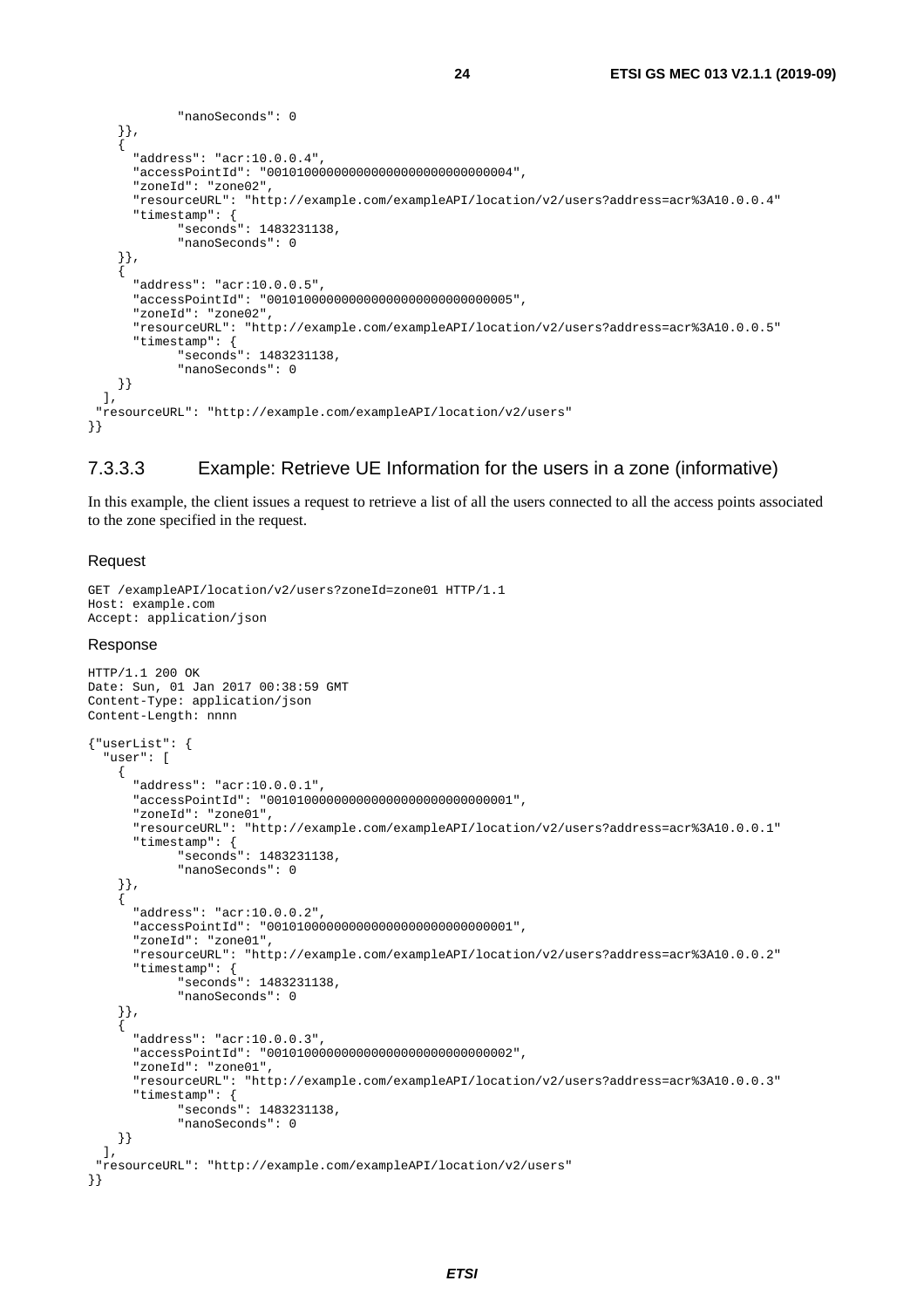```
            "nanoSeconds": 0
    }},
    {
      "address": "acr:10.0.0.4",
      "accessPointId": "001010000000000000000000000000004",
      "zoneId": "zone02",
      "resourceURL": "http://example.com/exampleAPI/location/v2/users?address=acr%3A10.0.0.4"
      "timestamp": {
            "seconds": 1483231138,
            "nanoSeconds": 0
    }},
    {
      "address": "acr:10.0.0.5",
      "accessPointId": "001010000000000000000000000000005",
      "zoneId": "zone02",
      "resourceURL": "http://example.com/exampleAPI/location/v2/users?address=acr%3A10.0.0.5"
      "timestamp": {
            "seconds": 1483231138,
            "nanoSeconds": 0
    }}
  ],
 "resourceURL": "http://example.com/exampleAPI/location/v2/users"
}}
```

#### 7.3.3.3 Example: Retrieve UE Information for the users in a zone (informative)

In this example, the client issues a request to retrieve a list of all the users connected to all the access points associated to the zone specified in the request.

Request

```
GET /exampleAPI/location/v2/users?zoneId=zone01 HTTP/1.1
Host: example.com
Accept: application/json
```

Response

```
HTTP/1.1 200 OK
Date: Sun, 01 Jan 2017 00:38:59 GMT
Content-Type: application/json
Content-Length: nnnn

{"userList": {
  "user": [
    {
      "address": "acr:10.0.0.1",
      "accessPointId": "001010000000000000000000000000001",
      "zoneId": "zone01",
      "resourceURL": "http://example.com/exampleAPI/location/v2/users?address=acr%3A10.0.0.1"
      "timestamp": {
            "seconds": 1483231138,
            "nanoSeconds": 0
    }},
    {
      "address": "acr:10.0.0.2",
      "accessPointId": "001010000000000000000000000000001",
      "zoneId": "zone01",
      "resourceURL": "http://example.com/exampleAPI/location/v2/users?address=acr%3A10.0.0.2"
      "timestamp": {
            "seconds": 1483231138,
            "nanoSeconds": 0
    }},
    {
      "address": "acr:10.0.0.3",
      "accessPointId": "001010000000000000000000000000002",
      "zoneId": "zone01",
      "resourceURL": "http://example.com/exampleAPI/location/v2/users?address=acr%3A10.0.0.3"
      "timestamp": {
            "seconds": 1483231138,
            "nanoSeconds": 0
    }}
  ],
 "resourceURL": "http://example.com/exampleAPI/location/v2/users"
}}
```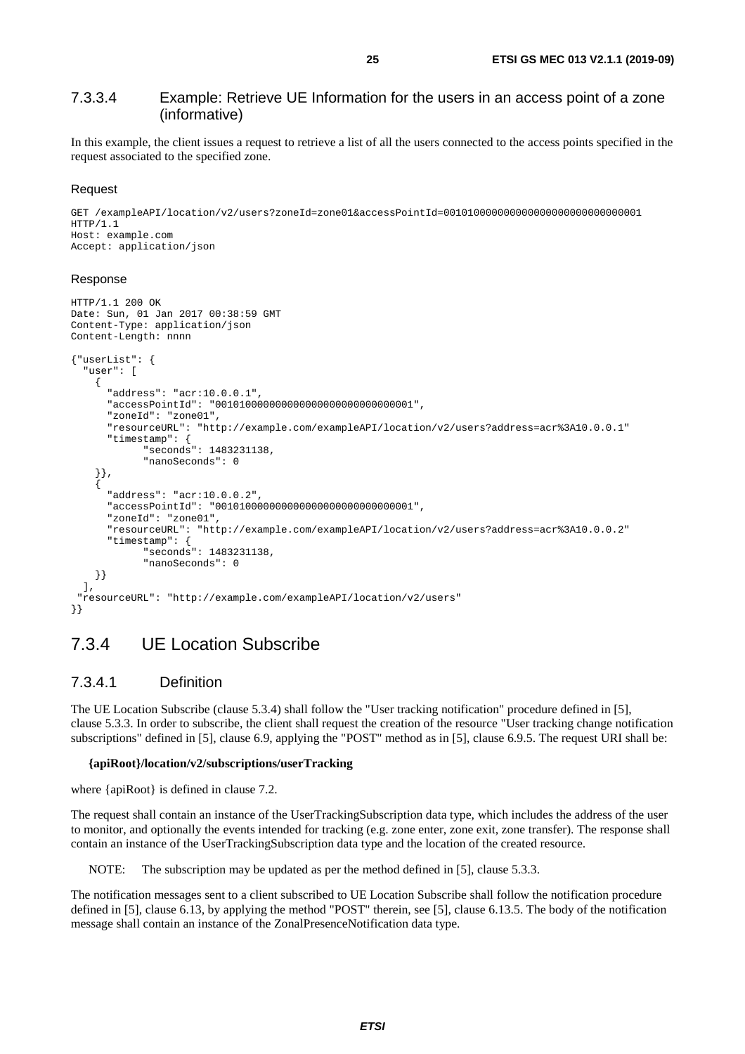#### 7.3.3.4 Example: Retrieve UE Information for the users in an access point of a zone (informative)

In this example, the client issues a request to retrieve a list of all the users connected to the access points specified in the request associated to the specified zone.

Request

```
GET /exampleAPI/location/v2/users?zoneId=zone01&accessPointId=001010000000000000000000000000001
HTTP/1.1
Host: example.com
Accept: application/json
```

Response

```
HTTP/1.1 200 OK
Date: Sun, 01 Jan 2017 00:38:59 GMT
Content-Type: application/json
Content-Length: nnnn

{"userList": {
  "user": [
    {
      "address": "acr:10.0.0.1",
      "accessPointId": "001010000000000000000000000000001",
      "zoneId": "zone01",
      "resourceURL": "http://example.com/exampleAPI/location/v2/users?address=acr%3A10.0.0.1"
      "timestamp": {
            "seconds": 1483231138,
            "nanoSeconds": 0
    }},
    {
      "address": "acr:10.0.0.2",
      "accessPointId": "001010000000000000000000000000001",
      "zoneId": "zone01",
      "resourceURL": "http://example.com/exampleAPI/location/v2/users?address=acr%3A10.0.0.2"
      "timestamp": {
            "seconds": 1483231138,
            "nanoSeconds": 0
    }}
  ],
 "resourceURL": "http://example.com/exampleAPI/location/v2/users"
}}
```

### 7.3.4 UE Location Subscribe

#### 7.3.4.1 Definition

The UE Location Subscribe (clause 5.3.4) shall follow the "User tracking notification" procedure defined in [5], clause 5.3.3. In order to subscribe, the client shall request the creation of the resource "User tracking change notification subscriptions" defined in [5], clause 6.9, applying the "POST" method as in [5], clause 6.9.5. The request URI shall be:

**{apiRoot}/location/v2/subscriptions/userTracking**

where {apiRoot} is defined in clause 7.2.

The request shall contain an instance of the UserTrackingSubscription data type, which includes the address of the user to monitor, and optionally the events intended for tracking (e.g. zone enter, zone exit, zone transfer). The response shall contain an instance of the UserTrackingSubscription data type and the location of the created resource.

NOTE: The subscription may be updated as per the method defined in [5], clause 5.3.3.

The notification messages sent to a client subscribed to UE Location Subscribe shall follow the notification procedure defined in [5], clause 6.13, by applying the method "POST" therein, see [5], clause 6.13.5. The body of the notification message shall contain an instance of the ZonalPresenceNotification data type.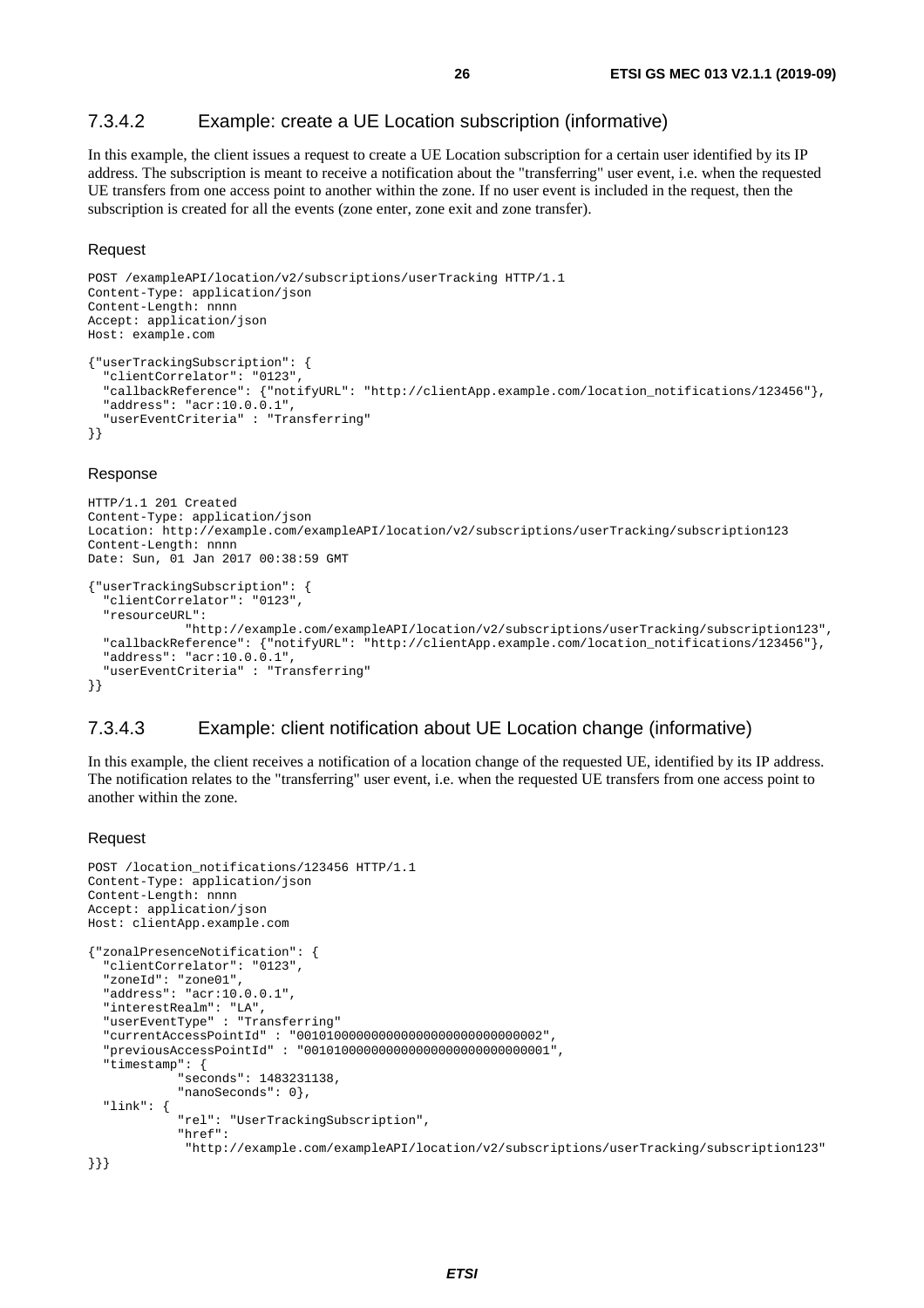### 7.3.4.2 Example: create a UE Location subscription (informative)

In this example, the client issues a request to create a UE Location subscription for a certain user identified by its IP address. The subscription is meant to receive a notification about the "transferring" user event, i.e. when the requested UE transfers from one access point to another within the zone. If no user event is included in the request, then the subscription is created for all the events (zone enter, zone exit and zone transfer).

Request

```
POST /exampleAPI/location/v2/subscriptions/userTracking HTTP/1.1
Content-Type: application/json
Content-Length: nnnn
Accept: application/json
Host: example.com

{"userTrackingSubscription": {
  "clientCorrelator": "0123",
  "callbackReference": {"notifyURL": "http://clientApp.example.com/location_notifications/123456"},
  "address": "acr:10.0.0.1",
  "userEventCriteria" : "Transferring"
}}
```

Response

```
HTTP/1.1 201 Created
Content-Type: application/json
Location: http://example.com/exampleAPI/location/v2/subscriptions/userTracking/subscription123
Content-Length: nnnn
Date: Sun, 01 Jan 2017 00:38:59 GMT

{"userTrackingSubscription": {
  "clientCorrelator": "0123",
  "resourceURL":
            "http://example.com/exampleAPI/location/v2/subscriptions/userTracking/subscription123",
  "callbackReference": {"notifyURL": "http://clientApp.example.com/location_notifications/123456"},
  "address": "acr:10.0.0.1",
  "userEventCriteria" : "Transferring"
}}
```

### 7.3.4.3 Example: client notification about UE Location change (informative)

In this example, the client receives a notification of a location change of the requested UE, identified by its IP address. The notification relates to the "transferring" user event, i.e. when the requested UE transfers from one access point to another within the zone.

Request

```
POST /location_notifications/123456 HTTP/1.1
Content-Type: application/json
Content-Length: nnnn
Accept: application/json
Host: clientApp.example.com

{"zonalPresenceNotification": {
  "clientCorrelator": "0123",
  "zoneId": "zone01",
  "address": "acr:10.0.0.1",
  "interestRealm": "LA",
  "userEventType" : "Transferring"
  "currentAccessPointId" : "001010000000000000000000000000002",
  "previousAccessPointId" : "001010000000000000000000000000001",
  "timestamp": {
           "seconds": 1483231138,
           "nanoSeconds": 0},
  "link": {
           "rel": "UserTrackingSubscription",
           "href":
            "http://example.com/exampleAPI/location/v2/subscriptions/userTracking/subscription123"
}}}
```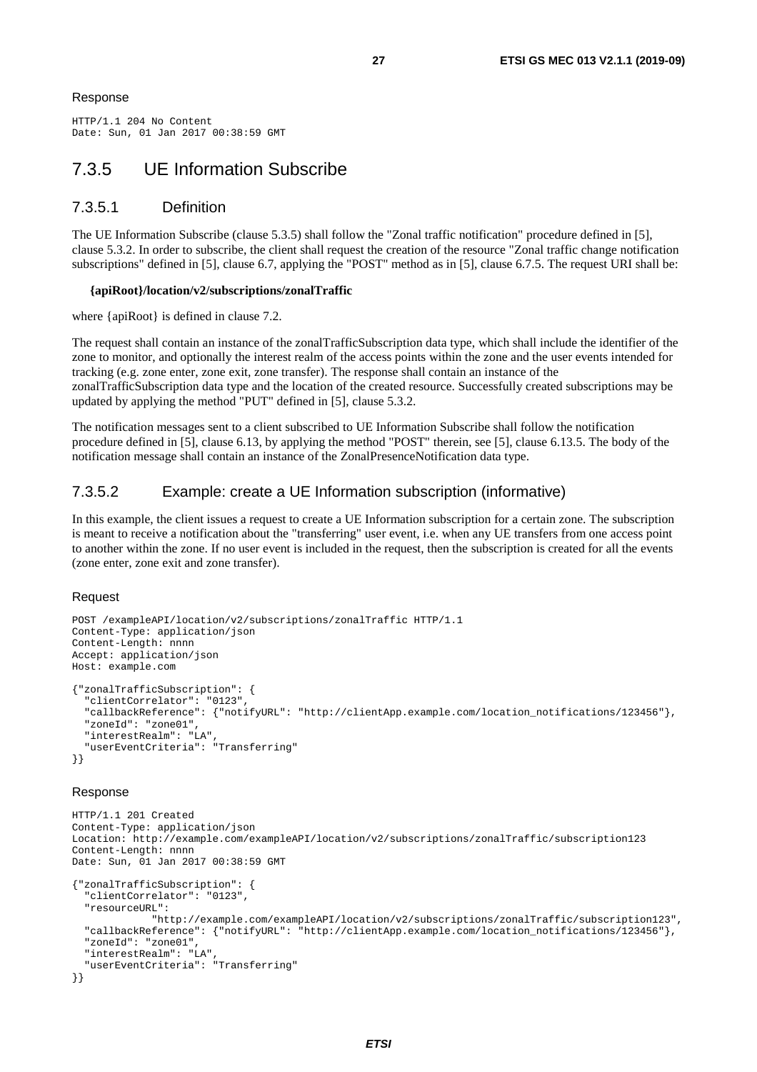Response

```
HTTP/1.1 204 No Content
Date: Sun, 01 Jan 2017 00:38:59 GMT
```

## 7.3.5 UE Information Subscribe

### 7.3.5.1 Definition

The UE Information Subscribe (clause 5.3.5) shall follow the "Zonal traffic notification" procedure defined in [5], clause 5.3.2. In order to subscribe, the client shall request the creation of the resource "Zonal traffic change notification subscriptions" defined in [5], clause 6.7, applying the "POST" method as in [5], clause 6.7.5. The request URI shall be:

**{apiRoot}/location/v2/subscriptions/zonalTraffic**

where {apiRoot} is defined in clause 7.2.

The request shall contain an instance of the zonalTrafficSubscription data type, which shall include the identifier of the zone to monitor, and optionally the interest realm of the access points within the zone and the user events intended for tracking (e.g. zone enter, zone exit, zone transfer). The response shall contain an instance of the zonalTrafficSubscription data type and the location of the created resource. Successfully created subscriptions may be updated by applying the method "PUT" defined in [5], clause 5.3.2.

The notification messages sent to a client subscribed to UE Information Subscribe shall follow the notification procedure defined in [5], clause 6.13, by applying the method "POST" therein, see [5], clause 6.13.5. The body of the notification message shall contain an instance of the ZonalPresenceNotification data type.

### 7.3.5.2 Example: create a UE Information subscription (informative)

In this example, the client issues a request to create a UE Information subscription for a certain zone. The subscription is meant to receive a notification about the "transferring" user event, i.e. when any UE transfers from one access point to another within the zone. If no user event is included in the request, then the subscription is created for all the events (zone enter, zone exit and zone transfer).

Request

```
POST /exampleAPI/location/v2/subscriptions/zonalTraffic HTTP/1.1
Content-Type: application/json
Content-Length: nnnn
Accept: application/json
Host: example.com

{"zonalTrafficSubscription": {
  "clientCorrelator": "0123",
  "callbackReference": {"notifyURL": "http://clientApp.example.com/location_notifications/123456"},
  "zoneId": "zone01",
  "interestRealm": "LA",
  "userEventCriteria": "Transferring"
}}
```

Response

```
HTTP/1.1 201 Created
Content-Type: application/json
Location: http://example.com/exampleAPI/location/v2/subscriptions/zonalTraffic/subscription123
Content-Length: nnnn
Date: Sun, 01 Jan 2017 00:38:59 GMT

{"zonalTrafficSubscription": {
  "clientCorrelator": "0123",
  "resourceURL":
            "http://example.com/exampleAPI/location/v2/subscriptions/zonalTraffic/subscription123",
  "callbackReference": {"notifyURL": "http://clientApp.example.com/location_notifications/123456"},
  "zoneId": "zone01",
  "interestRealm": "LA",
  "userEventCriteria": "Transferring"
}}
```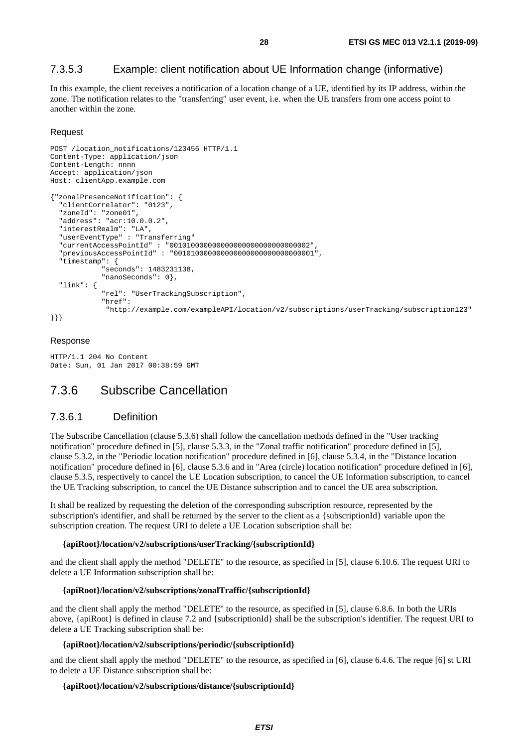### 7.3.5.3 Example: client notification about UE Information change (informative)

In this example, the client receives a notification of a location change of a UE, identified by its IP address, within the zone. The notification relates to the "transferring" user event, i.e. when the UE transfers from one access point to another within the zone.

Request

```
POST /location_notifications/123456 HTTP/1.1
Content-Type: application/json
Content-Length: nnnn
Accept: application/json
Host: clientApp.example.com

{"zonalPresenceNotification": {
  "clientCorrelator": "0123",
  "zoneId": "zone01",
  "address": "acr:10.0.0.2",
  "interestRealm": "LA",
  "userEventType" : "Transferring"
  "currentAccessPointId" : "001010000000000000000000000000002",
  "previousAccessPointId" : "001010000000000000000000000000001",
  "timestamp": {
            "seconds": 1483231138,
            "nanoSeconds": 0},
  "link": {
            "rel": "UserTrackingSubscription",
            "href":
             "http://example.com/exampleAPI/location/v2/subscriptions/userTracking/subscription123"
}}}
```

Response

```
HTTP/1.1 204 No Content
Date: Sun, 01 Jan 2017 00:38:59 GMT
```

## 7.3.6 Subscribe Cancellation

### 7.3.6.1 Definition

The Subscribe Cancellation (clause 5.3.6) shall follow the cancellation methods defined in the "User tracking notification" procedure defined in [5], clause 5.3.3, in the "Zonal traffic notification" procedure defined in [5], clause 5.3.2, in the "Periodic location notification" procedure defined in [6], clause 5.3.4, in the "Distance location notification" procedure defined in [6], clause 5.3.6 and in "Area (circle) location notification" procedure defined in [6], clause 5.3.5, respectively to cancel the UE Location subscription, to cancel the UE Information subscription, to cancel the UE Tracking subscription, to cancel the UE Distance subscription and to cancel the UE area subscription.

It shall be realized by requesting the deletion of the corresponding subscription resource, represented by the subscription's identifier, and shall be returned by the server to the client as a {subscriptionId} variable upon the subscription creation. The request URI to delete a UE Location subscription shall be:

**{apiRoot}/location/v2/subscriptions/userTracking/{subscriptionId}**

and the client shall apply the method "DELETE" to the resource, as specified in [5], clause 6.10.6. The request URI to delete a UE Information subscription shall be:

**{apiRoot}/location/v2/subscriptions/zonalTraffic/{subscriptionId}**

and the client shall apply the method "DELETE" to the resource, as specified in [5], clause 6.8.6. In both the URIs above, {apiRoot} is defined in clause 7.2 and {subscriptionId} shall be the subscription's identifier. The request URI to delete a UE Tracking subscription shall be:

**{apiRoot}/location/v2/subscriptions/periodic/{subscriptionId}**

and the client shall apply the method "DELETE" to the resource, as specified in [6], clause 6.4.6. The reque [6] st URI to delete a UE Distance subscription shall be:

**{apiRoot}/location/v2/subscriptions/distance/{subscriptionId}**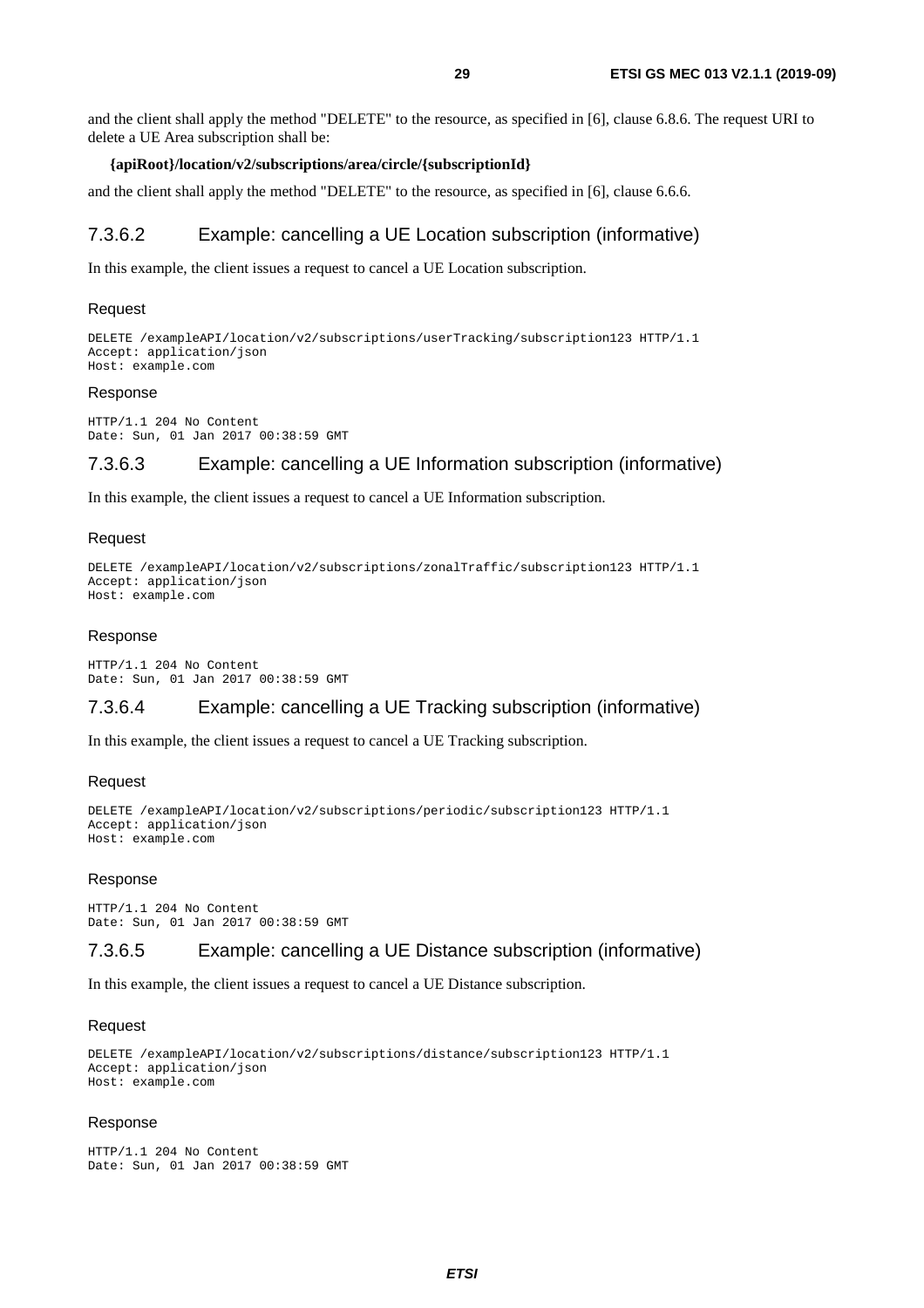and the client shall apply the method "DELETE" to the resource, as specified in [6], clause 6.8.6. The request URI to delete a UE Area subscription shall be:

**{apiRoot}/location/v2/subscriptions/area/circle/{subscriptionId}**

and the client shall apply the method "DELETE" to the resource, as specified in [6], clause 6.6.6.

#### 7.3.6.2 Example: cancelling a UE Location subscription (informative)

In this example, the client issues a request to cancel a UE Location subscription.

Request

```
DELETE /exampleAPI/location/v2/subscriptions/userTracking/subscription123 HTTP/1.1
Accept: application/json
Host: example.com
```

Response

```
HTTP/1.1 204 No Content
Date: Sun, 01 Jan 2017 00:38:59 GMT
```

#### 7.3.6.3 Example: cancelling a UE Information subscription (informative)

In this example, the client issues a request to cancel a UE Information subscription.

Request

```
DELETE /exampleAPI/location/v2/subscriptions/zonalTraffic/subscription123 HTTP/1.1
Accept: application/json
Host: example.com
```

Response

```
HTTP/1.1 204 No Content
Date: Sun, 01 Jan 2017 00:38:59 GMT
```

#### 7.3.6.4 Example: cancelling a UE Tracking subscription (informative)

In this example, the client issues a request to cancel a UE Tracking subscription.

Request

```
DELETE /exampleAPI/location/v2/subscriptions/periodic/subscription123 HTTP/1.1
Accept: application/json
Host: example.com
```

Response

```
HTTP/1.1 204 No Content
Date: Sun, 01 Jan 2017 00:38:59 GMT
```

#### 7.3.6.5 Example: cancelling a UE Distance subscription (informative)

In this example, the client issues a request to cancel a UE Distance subscription.

Request

```
DELETE /exampleAPI/location/v2/subscriptions/distance/subscription123 HTTP/1.1
Accept: application/json
Host: example.com
```

Response

```
HTTP/1.1 204 No Content
Date: Sun, 01 Jan 2017 00:38:59 GMT
```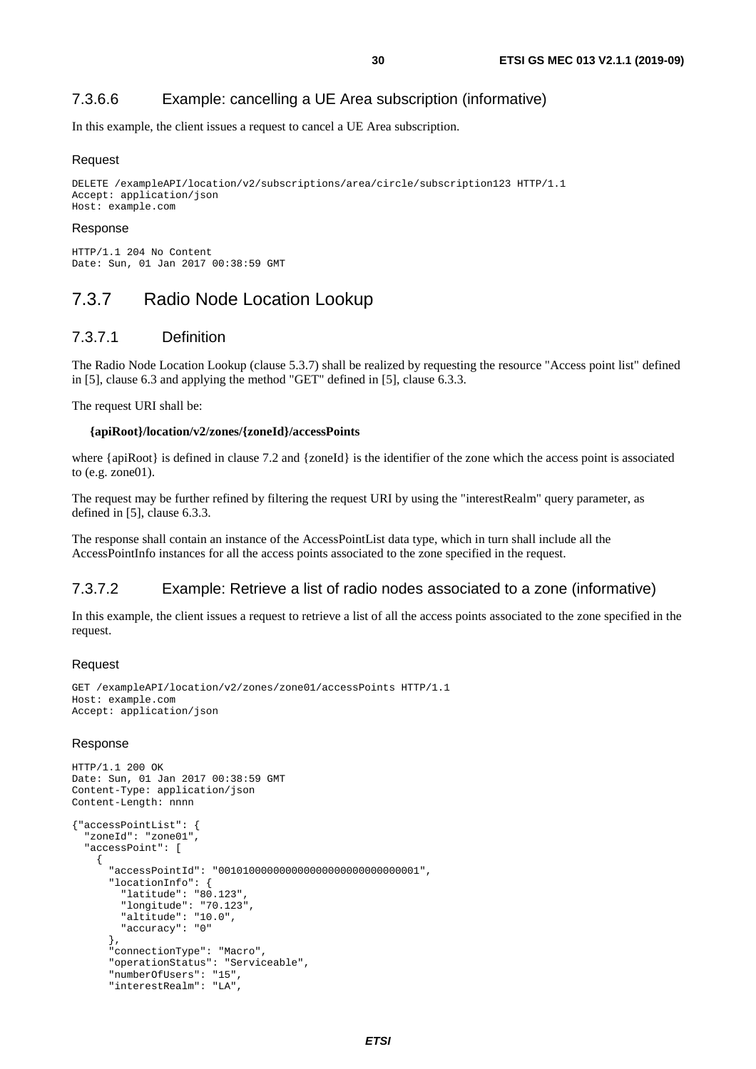#### 7.3.6.6 Example: cancelling a UE Area subscription (informative)

In this example, the client issues a request to cancel a UE Area subscription.

Request

```
DELETE /exampleAPI/location/v2/subscriptions/area/circle/subscription123 HTTP/1.1
Accept: application/json
Host: example.com
```

Response

```
HTTP/1.1 204 No Content
Date: Sun, 01 Jan 2017 00:38:59 GMT
```

### 7.3.7 Radio Node Location Lookup

#### 7.3.7.1 Definition

The Radio Node Location Lookup (clause 5.3.7) shall be realized by requesting the resource "Access point list" defined in [5], clause 6.3 and applying the method "GET" defined in [5], clause 6.3.3.

The request URI shall be:

**{apiRoot}/location/v2/zones/{zoneId}/accessPoints**

where {apiRoot} is defined in clause 7.2 and {zoneId} is the identifier of the zone which the access point is associated to (e.g. zone01).

The request may be further refined by filtering the request URI by using the "interestRealm" query parameter, as defined in [5], clause 6.3.3.

The response shall contain an instance of the AccessPointList data type, which in turn shall include all the AccessPointInfo instances for all the access points associated to the zone specified in the request.

#### 7.3.7.2 Example: Retrieve a list of radio nodes associated to a zone (informative)

In this example, the client issues a request to retrieve a list of all the access points associated to the zone specified in the request.

Request

```
GET /exampleAPI/location/v2/zones/zone01/accessPoints HTTP/1.1
Host: example.com
Accept: application/json
```

Response

```
HTTP/1.1 200 OK
Date: Sun, 01 Jan 2017 00:38:59 GMT
Content-Type: application/json
Content-Length: nnnn

{"accessPointList": {
  "zoneId": "zone01",
  "accessPoint": [
    {
      "accessPointId": "001010000000000000000000000000001",
      "locationInfo": {
        "latitude": "80.123",
        "longitude": "70.123",
        "altitude": "10.0",
        "accuracy": "0"
      },
      "connectionType": "Macro",
      "operationStatus": "Serviceable",
      "numberOfUsers": "15",
      "interestRealm": "LA",
```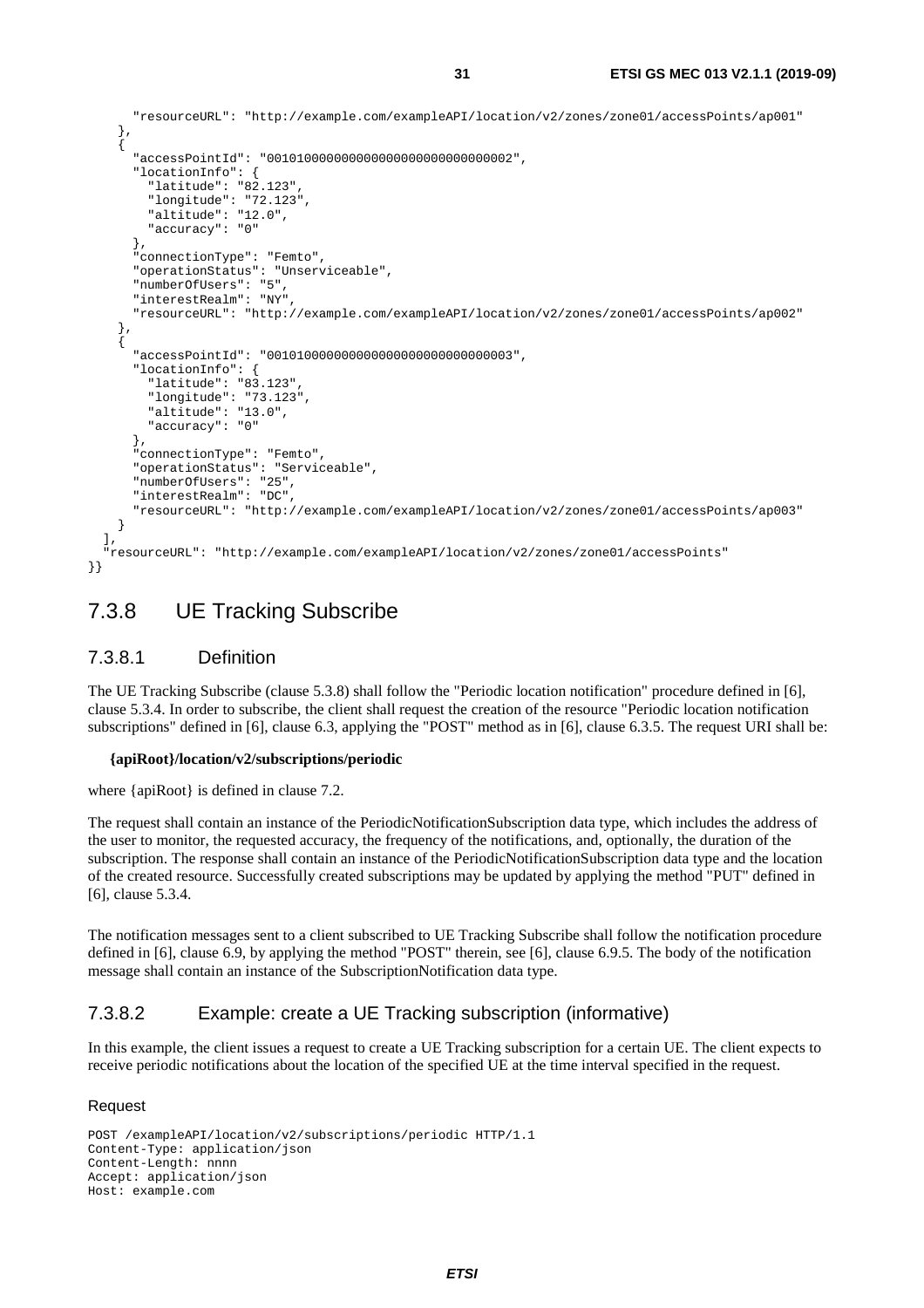```
      "resourceURL": "http://example.com/exampleAPI/location/v2/zones/zone01/accessPoints/ap001"
    },
    {
      "accessPointId": "001010000000000000000000000000002",
      "locationInfo": {
        "latitude": "82.123",
        "longitude": "72.123",
        "altitude": "12.0",
        "accuracy": "0"
      },
      "connectionType": "Femto",
      "operationStatus": "Unserviceable",
      "numberOfUsers": "5",
      "interestRealm": "NY",
      "resourceURL": "http://example.com/exampleAPI/location/v2/zones/zone01/accessPoints/ap002"
    },
    {
      "accessPointId": "001010000000000000000000000000003",
      "locationInfo": {
        "latitude": "83.123",
        "longitude": "73.123",
        "altitude": "13.0",
        "accuracy": "0"
      },
      "connectionType": "Femto",
      "operationStatus": "Serviceable",
      "numberOfUsers": "25",
      "interestRealm": "DC",
      "resourceURL": "http://example.com/exampleAPI/location/v2/zones/zone01/accessPoints/ap003"
    }
  ],
  "resourceURL": "http://example.com/exampleAPI/location/v2/zones/zone01/accessPoints"
}}
```

### 7.3.8 UE Tracking Subscribe

#### 7.3.8.1 Definition

The UE Tracking Subscribe (clause 5.3.8) shall follow the "Periodic location notification" procedure defined in [6], clause 5.3.4. In order to subscribe, the client shall request the creation of the resource "Periodic location notification subscriptions" defined in [6], clause 6.3, applying the "POST" method as in [6], clause 6.3.5. The request URI shall be:

**{apiRoot}/location/v2/subscriptions/periodic**

where {apiRoot} is defined in clause 7.2.

The request shall contain an instance of the PeriodicNotificationSubscription data type, which includes the address of the user to monitor, the requested accuracy, the frequency of the notifications, and, optionally, the duration of the subscription. The response shall contain an instance of the PeriodicNotificationSubscription data type and the location of the created resource. Successfully created subscriptions may be updated by applying the method "PUT" defined in [6], clause 5.3.4.

The notification messages sent to a client subscribed to UE Tracking Subscribe shall follow the notification procedure defined in [6], clause 6.9, by applying the method "POST" therein, see [6], clause 6.9.5. The body of the notification message shall contain an instance of the SubscriptionNotification data type.

#### 7.3.8.2 Example: create a UE Tracking subscription (informative)

In this example, the client issues a request to create a UE Tracking subscription for a certain UE. The client expects to receive periodic notifications about the location of the specified UE at the time interval specified in the request.

Request

```
POST /exampleAPI/location/v2/subscriptions/periodic HTTP/1.1
Content-Type: application/json
Content-Length: nnnn
Accept: application/json
Host: example.com
```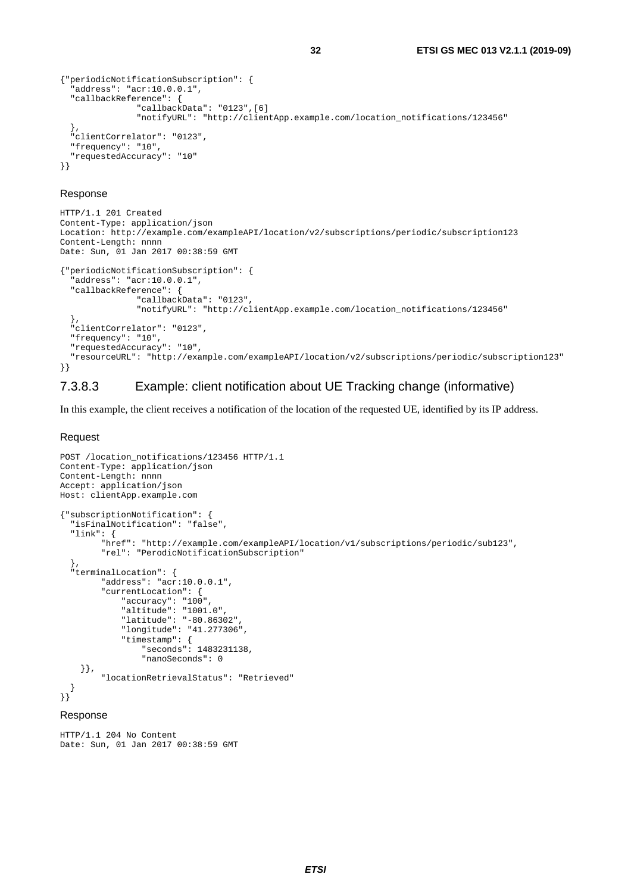```
{"periodicNotificationSubscription": {
  "address": "acr:10.0.0.1",
  "callbackReference": {
               "callbackData": "0123",[6]
               "notifyURL": "http://clientApp.example.com/location_notifications/123456"
  },
  "clientCorrelator": "0123",
  "frequency": "10",
  "requestedAccuracy": "10"
}}
```

Response

```
HTTP/1.1 201 Created
Content-Type: application/json
Location: http://example.com/exampleAPI/location/v2/subscriptions/periodic/subscription123
Content-Length: nnnn
Date: Sun, 01 Jan 2017 00:38:59 GMT

{"periodicNotificationSubscription": {
  "address": "acr:10.0.0.1",
  "callbackReference": {
               "callbackData": "0123",
               "notifyURL": "http://clientApp.example.com/location_notifications/123456"
  },
  "clientCorrelator": "0123",
  "frequency": "10",
  "requestedAccuracy": "10",
  "resourceURL": "http://example.com/exampleAPI/location/v2/subscriptions/periodic/subscription123"
}}
```

### 7.3.8.3 Example: client notification about UE Tracking change (informative)

In this example, the client receives a notification of the location of the requested UE, identified by its IP address.

Request

```
POST /location_notifications/123456 HTTP/1.1
Content-Type: application/json
Content-Length: nnnn
Accept: application/json
Host: clientApp.example.com

{"subscriptionNotification": {
  "isFinalNotification": "false",
  "link": {
        "href": "http://example.com/exampleAPI/location/v1/subscriptions/periodic/sub123",
        "rel": "PerodicNotificationSubscription"
  },
  "terminalLocation": {
        "address": "acr:10.0.0.1",
        "currentLocation": {
            "accuracy": "100",
            "altitude": "1001.0",
            "latitude": "-80.86302",
            "longitude": "41.277306",
            "timestamp": {
                "seconds": 1483231138,
                "nanoSeconds": 0
    }},
        "locationRetrievalStatus": "Retrieved"
  }
}}
```

Response

```
HTTP/1.1 204 No Content
Date: Sun, 01 Jan 2017 00:38:59 GMT
```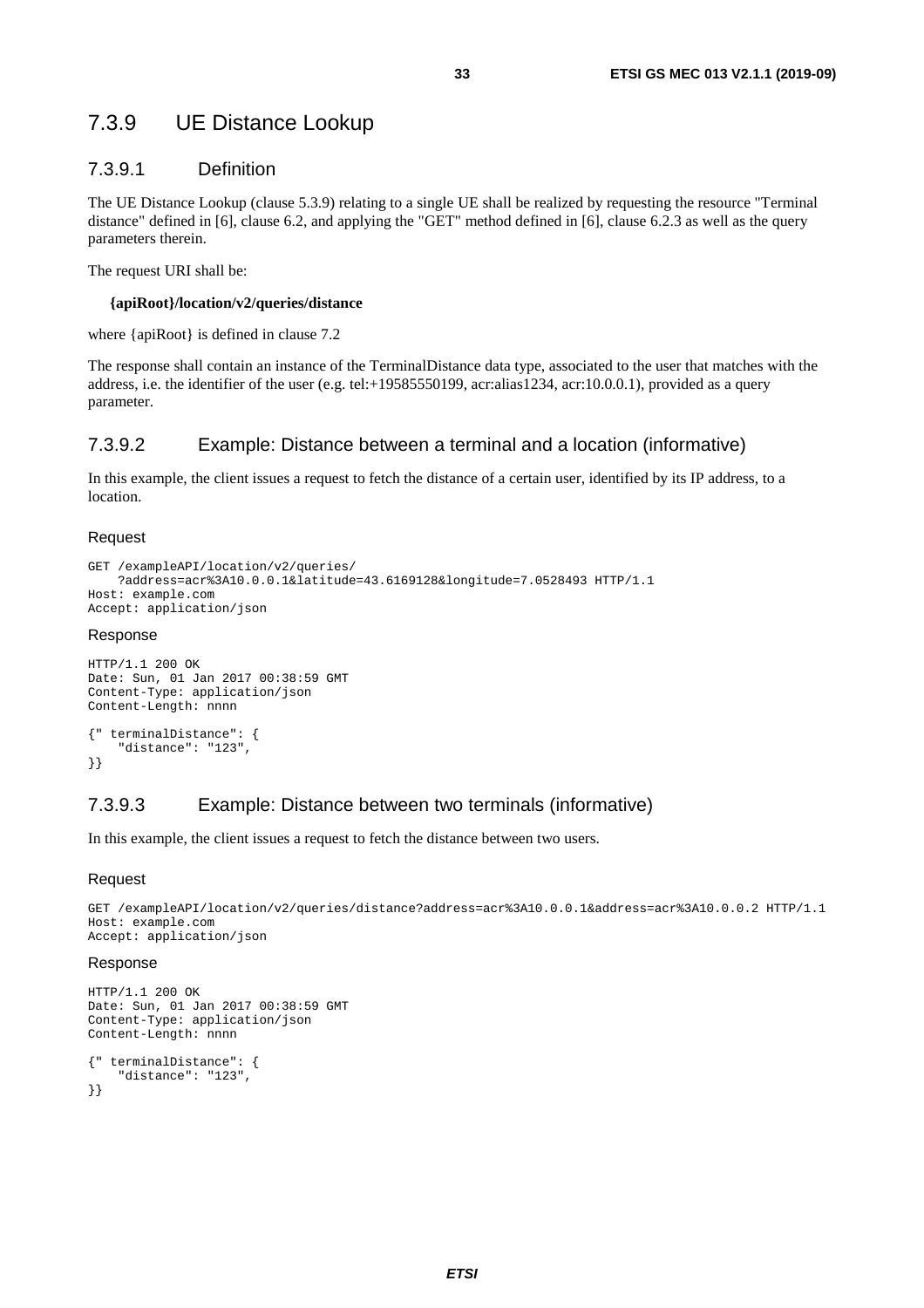### 7.3.9 UE Distance Lookup

#### 7.3.9.1 Definition

The UE Distance Lookup (clause 5.3.9) relating to a single UE shall be realized by requesting the resource "Terminal distance" defined in [6], clause 6.2, and applying the "GET" method defined in [6], clause 6.2.3 as well as the query parameters therein.

The request URI shall be:

**{apiRoot}/location/v2/queries/distance**

where {apiRoot} is defined in clause 7.2

The response shall contain an instance of the TerminalDistance data type, associated to the user that matches with the address, i.e. the identifier of the user (e.g. tel:+19585550199, acr:alias1234, acr:10.0.0.1), provided as a query parameter.

#### 7.3.9.2 Example: Distance between a terminal and a location (informative)

In this example, the client issues a request to fetch the distance of a certain user, identified by its IP address, to a location.

Request

```
GET /exampleAPI/location/v2/queries/
    ?address=acr%3A10.0.0.1&latitude=43.6169128&longitude=7.0528493 HTTP/1.1
Host: example.com
Accept: application/json
```

Response

```
HTTP/1.1 200 OK
Date: Sun, 01 Jan 2017 00:38:59 GMT
Content-Type: application/json
Content-Length: nnnn

{" terminalDistance": {
    "distance": "123",
}}
```

#### 7.3.9.3 Example: Distance between two terminals (informative)

In this example, the client issues a request to fetch the distance between two users.

Request

```
GET /exampleAPI/location/v2/queries/distance?address=acr%3A10.0.0.1&address=acr%3A10.0.0.2 HTTP/1.1
Host: example.com
Accept: application/json
```

Response

```
HTTP/1.1 200 OK
Date: Sun, 01 Jan 2017 00:38:59 GMT
Content-Type: application/json
Content-Length: nnnn

{" terminalDistance": {
    "distance": "123",
}}
```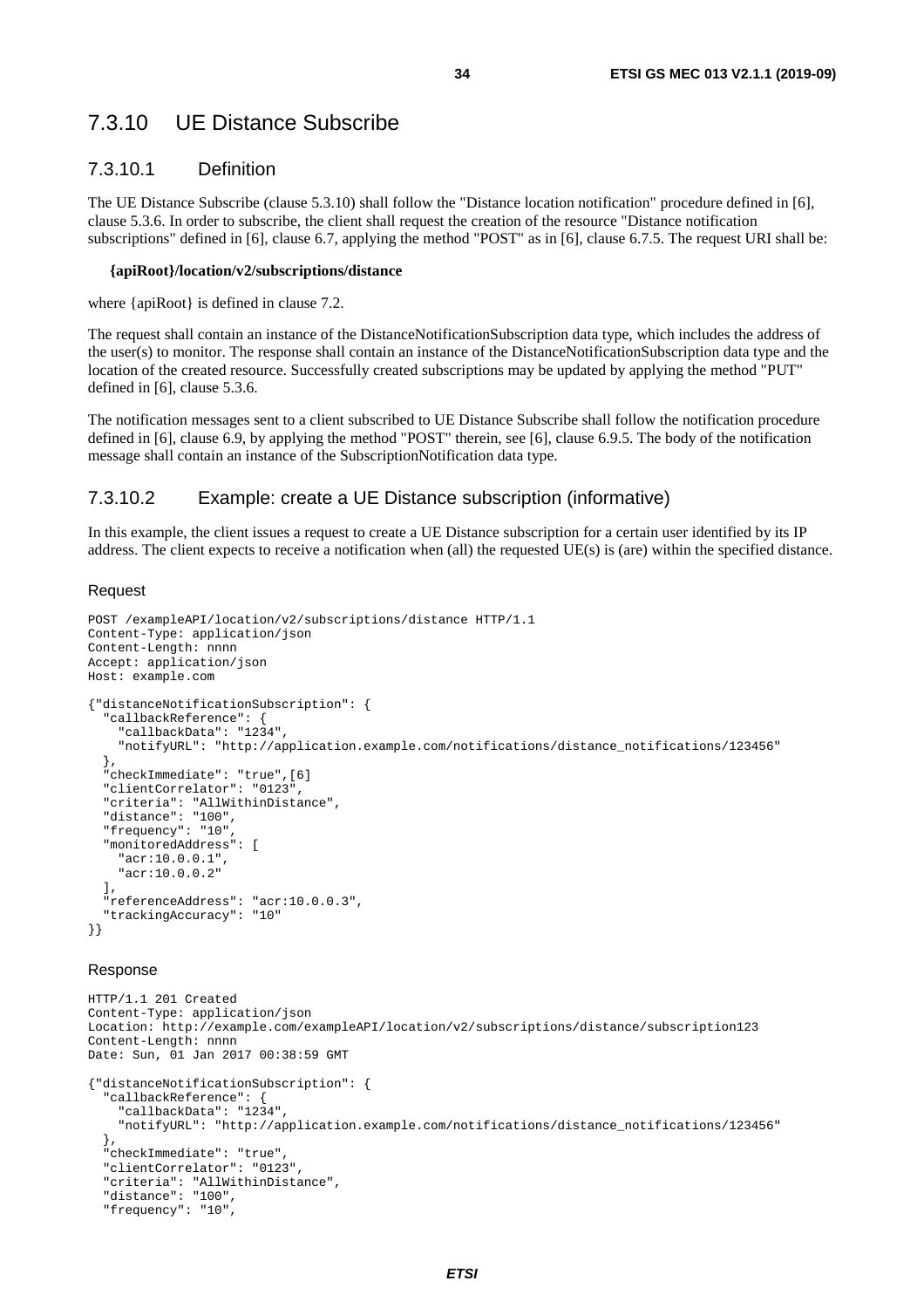### 7.3.10 UE Distance Subscribe

#### 7.3.10.1 Definition

The UE Distance Subscribe (clause 5.3.10) shall follow the "Distance location notification" procedure defined in [6], clause 5.3.6. In order to subscribe, the client shall request the creation of the resource "Distance notification subscriptions" defined in [6], clause 6.7, applying the method "POST" as in [6], clause 6.7.5. The request URI shall be:

**{apiRoot}/location/v2/subscriptions/distance**

where {apiRoot} is defined in clause 7.2.

The request shall contain an instance of the DistanceNotificationSubscription data type, which includes the address of the user(s) to monitor. The response shall contain an instance of the DistanceNotificationSubscription data type and the location of the created resource. Successfully created subscriptions may be updated by applying the method "PUT" defined in [6], clause 5.3.6.

The notification messages sent to a client subscribed to UE Distance Subscribe shall follow the notification procedure defined in [6], clause 6.9, by applying the method "POST" therein, see [6], clause 6.9.5. The body of the notification message shall contain an instance of the SubscriptionNotification data type.

#### 7.3.10.2 Example: create a UE Distance subscription (informative)

In this example, the client issues a request to create a UE Distance subscription for a certain user identified by its IP address. The client expects to receive a notification when (all) the requested UE(s) is (are) within the specified distance.

Request

```
POST /exampleAPI/location/v2/subscriptions/distance HTTP/1.1
Content-Type: application/json
Content-Length: nnnn
Accept: application/json
Host: example.com

{"distanceNotificationSubscription": {
  "callbackReference": {
    "callbackData": "1234",
    "notifyURL": "http://application.example.com/notifications/distance_notifications/123456"
  },
  "checkImmediate": "true",[6]
  "clientCorrelator": "0123",
  "criteria": "AllWithinDistance",
  "distance": "100",
  "frequency": "10",
  "monitoredAddress": [
    "acr:10.0.0.1",
    "acr:10.0.0.2"
  ],
  "referenceAddress": "acr:10.0.0.3",
  "trackingAccuracy": "10"
}}
```

Response

```
HTTP/1.1 201 Created
Content-Type: application/json
Location: http://example.com/exampleAPI/location/v2/subscriptions/distance/subscription123
Content-Length: nnnn
Date: Sun, 01 Jan 2017 00:38:59 GMT

{"distanceNotificationSubscription": {
  "callbackReference": {
    "callbackData": "1234",
    "notifyURL": "http://application.example.com/notifications/distance_notifications/123456"
  },
  "checkImmediate": "true",
  "clientCorrelator": "0123",
  "criteria": "AllWithinDistance",
  "distance": "100",
  "frequency": "10",
```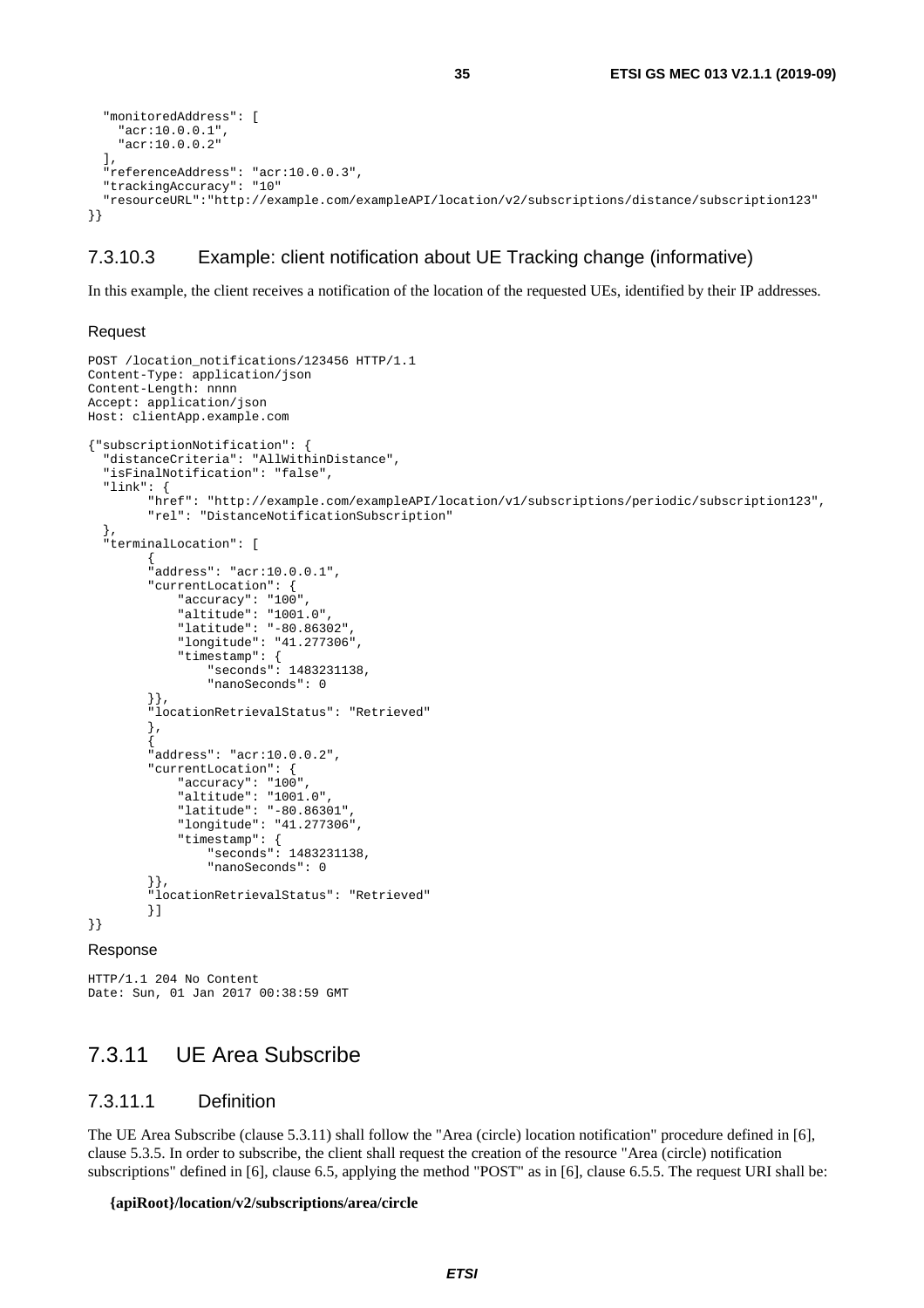```
  "monitoredAddress": [
    "acr:10.0.0.1",
    "acr:10.0.0.2"
  ],
  "referenceAddress": "acr:10.0.0.3",
  "trackingAccuracy": "10"
  "resourceURL":"http://example.com/exampleAPI/location/v2/subscriptions/distance/subscription123"
}}
```

#### 7.3.10.3 Example: client notification about UE Tracking change (informative)

In this example, the client receives a notification of the location of the requested UEs, identified by their IP addresses.

Request

```
POST /location_notifications/123456 HTTP/1.1
Content-Type: application/json
Content-Length: nnnn
Accept: application/json
Host: clientApp.example.com

{"subscriptionNotification": {
  "distanceCriteria": "AllWithinDistance",
  "isFinalNotification": "false",
  "link": {
        "href": "http://example.com/exampleAPI/location/v1/subscriptions/periodic/subscription123",
        "rel": "DistanceNotificationSubscription"
  },
  "terminalLocation": [
        {
        "address": "acr:10.0.0.1",
        "currentLocation": {
            "accuracy": "100",
            "altitude": "1001.0",
            "latitude": "-80.86302",
            "longitude": "41.277306",
            "timestamp": {
                "seconds": 1483231138,
                "nanoSeconds": 0
        }},
        "locationRetrievalStatus": "Retrieved"
        },
        {
        "address": "acr:10.0.0.2",
        "currentLocation": {
            "accuracy": "100",
            "altitude": "1001.0",
            "latitude": "-80.86301",
            "longitude": "41.277306",
            "timestamp": {
                "seconds": 1483231138,
                "nanoSeconds": 0
        }},
        "locationRetrievalStatus": "Retrieved"
        }]
}}
```

Response

```
HTTP/1.1 204 No Content
Date: Sun, 01 Jan 2017 00:38:59 GMT
```

### 7.3.11 UE Area Subscribe

#### 7.3.11.1 Definition

The UE Area Subscribe (clause 5.3.11) shall follow the "Area (circle) location notification" procedure defined in [6], clause 5.3.5. In order to subscribe, the client shall request the creation of the resource "Area (circle) notification subscriptions" defined in [6], clause 6.5, applying the method "POST" as in [6], clause 6.5.5. The request URI shall be:

**{apiRoot}/location/v2/subscriptions/area/circle**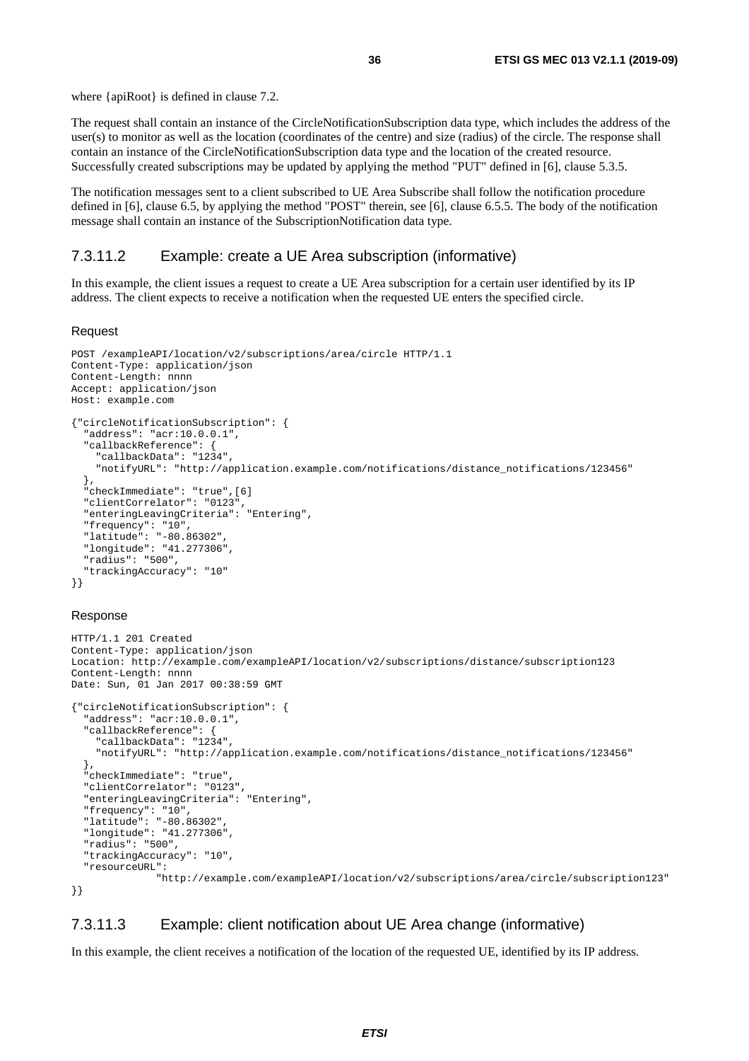where {apiRoot} is defined in clause 7.2.

The request shall contain an instance of the CircleNotificationSubscription data type, which includes the address of the user(s) to monitor as well as the location (coordinates of the centre) and size (radius) of the circle. The response shall contain an instance of the CircleNotificationSubscription data type and the location of the created resource. Successfully created subscriptions may be updated by applying the method "PUT" defined in [6], clause 5.3.5.

The notification messages sent to a client subscribed to UE Area Subscribe shall follow the notification procedure defined in [6], clause 6.5, by applying the method "POST" therein, see [6], clause 6.5.5. The body of the notification message shall contain an instance of the SubscriptionNotification data type.

### 7.3.11.2 Example: create a UE Area subscription (informative)

In this example, the client issues a request to create a UE Area subscription for a certain user identified by its IP address. The client expects to receive a notification when the requested UE enters the specified circle.

Request

```
POST /exampleAPI/location/v2/subscriptions/area/circle HTTP/1.1
Content-Type: application/json
Content-Length: nnnn
Accept: application/json
Host: example.com

{"circleNotificationSubscription": {
  "address": "acr:10.0.0.1",
  "callbackReference": {
    "callbackData": "1234",
    "notifyURL": "http://application.example.com/notifications/distance_notifications/123456"
  },
  "checkImmediate": "true",[6]
  "clientCorrelator": "0123",
  "enteringLeavingCriteria": "Entering",
  "frequency": "10",
  "latitude": "-80.86302",
  "longitude": "41.277306",
  "radius": "500",
  "trackingAccuracy": "10"
}}
```

Response

```
HTTP/1.1 201 Created
Content-Type: application/json
Location: http://example.com/exampleAPI/location/v2/subscriptions/distance/subscription123
Content-Length: nnnn
Date: Sun, 01 Jan 2017 00:38:59 GMT

{"circleNotificationSubscription": {
  "address": "acr:10.0.0.1",
  "callbackReference": {
    "callbackData": "1234",
    "notifyURL": "http://application.example.com/notifications/distance_notifications/123456"
  },
  "checkImmediate": "true",
  "clientCorrelator": "0123",
  "enteringLeavingCriteria": "Entering",
  "frequency": "10",
  "latitude": "-80.86302",
  "longitude": "41.277306",
  "radius": "500",
  "trackingAccuracy": "10",
  "resourceURL":
            "http://example.com/exampleAPI/location/v2/subscriptions/area/circle/subscription123"
}}
```

### 7.3.11.3 Example: client notification about UE Area change (informative)

In this example, the client receives a notification of the location of the requested UE, identified by its IP address.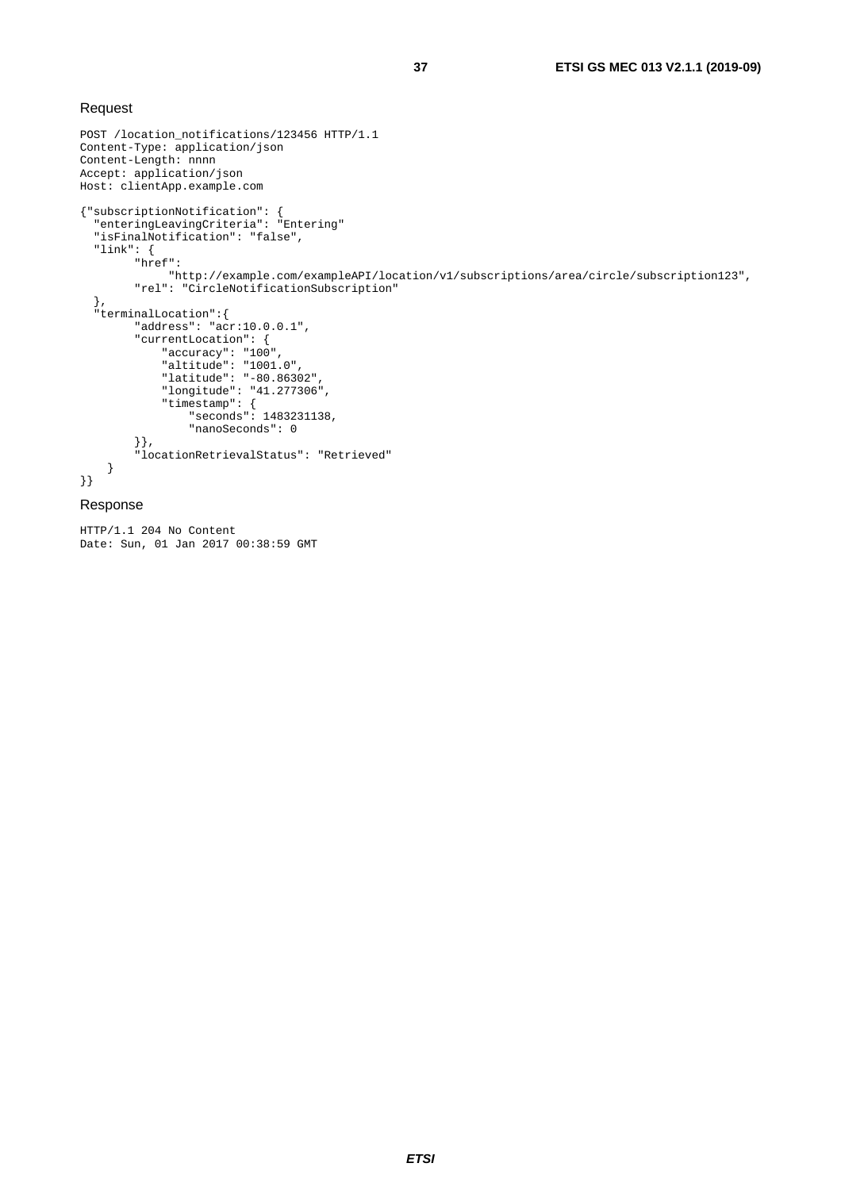Request

```
POST /location_notifications/123456 HTTP/1.1
Content-Type: application/json
Content-Length: nnnn
Accept: application/json
Host: clientApp.example.com

{"subscriptionNotification": {
  "enteringLeavingCriteria": "Entering"
  "isFinalNotification": "false",
  "link": {
        "href":
             "http://example.com/exampleAPI/location/v1/subscriptions/area/circle/subscription123",
        "rel": "CircleNotificationSubscription"
  },
  "terminalLocation":{
        "address": "acr:10.0.0.1",
        "currentLocation": {
            "accuracy": "100",
            "altitude": "1001.0",
            "latitude": "-80.86302",
            "longitude": "41.277306",
            "timestamp": {
                "seconds": 1483231138,
                "nanoSeconds": 0
        }},
        "locationRetrievalStatus": "Retrieved"
    }
}}
```

Response

```
HTTP/1.1 204 No Content
Date: Sun, 01 Jan 2017 00:38:59 GMT
```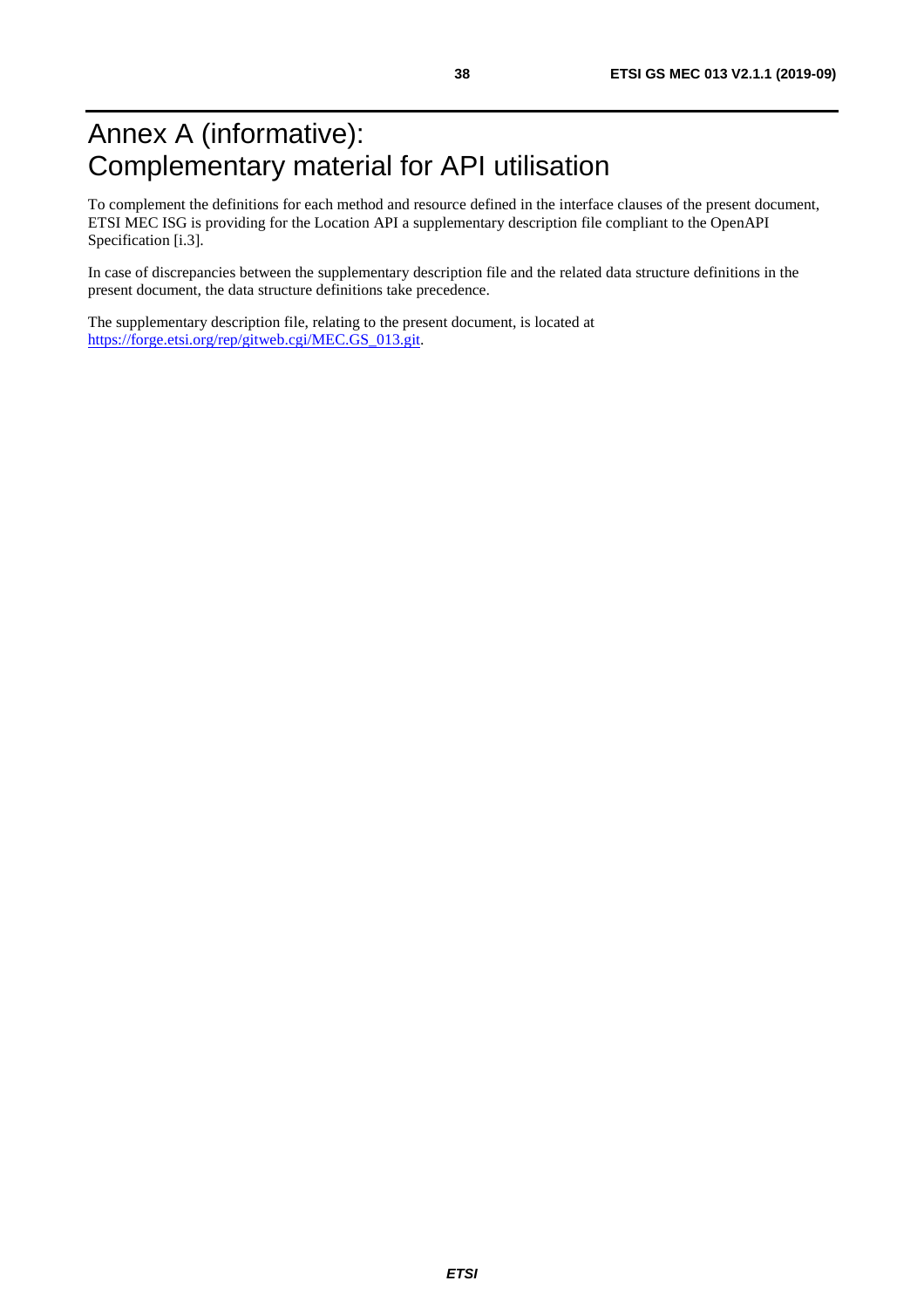# Annex A (informative): Complementary material for API utilisation

To complement the definitions for each method and resource defined in the interface clauses of the present document, ETSI MEC ISG is providing for the Location API a supplementary description file compliant to the OpenAPI Specification [i.3].

In case of discrepancies between the supplementary description file and the related data structure definitions in the present document, the data structure definitions take precedence.

The supplementary description file, relating to the present document, is located at https://forge.etsi.org/rep/gitweb.cgi/MEC.GS_013.git.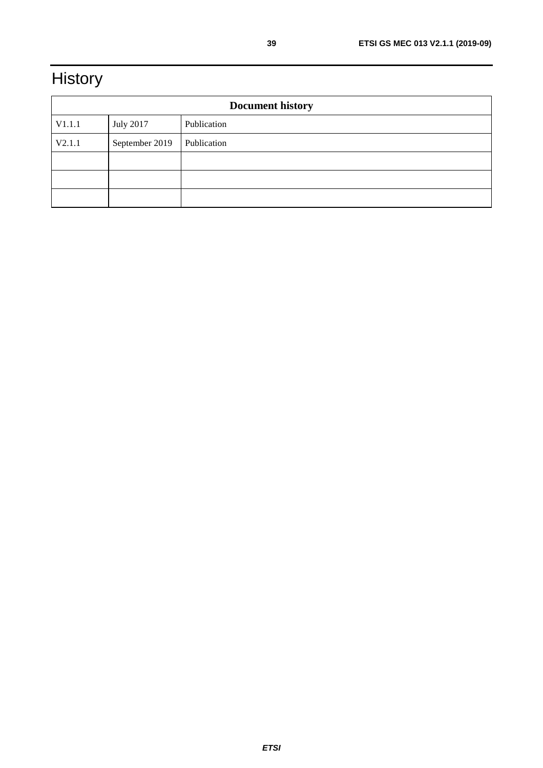# History

| Document history | | |
|---|---|---|
| V1.1.1 | July 2017 | Publication |
| V2.1.1 | September 2019 | Publication |
| | | |
| | | |
| | | |